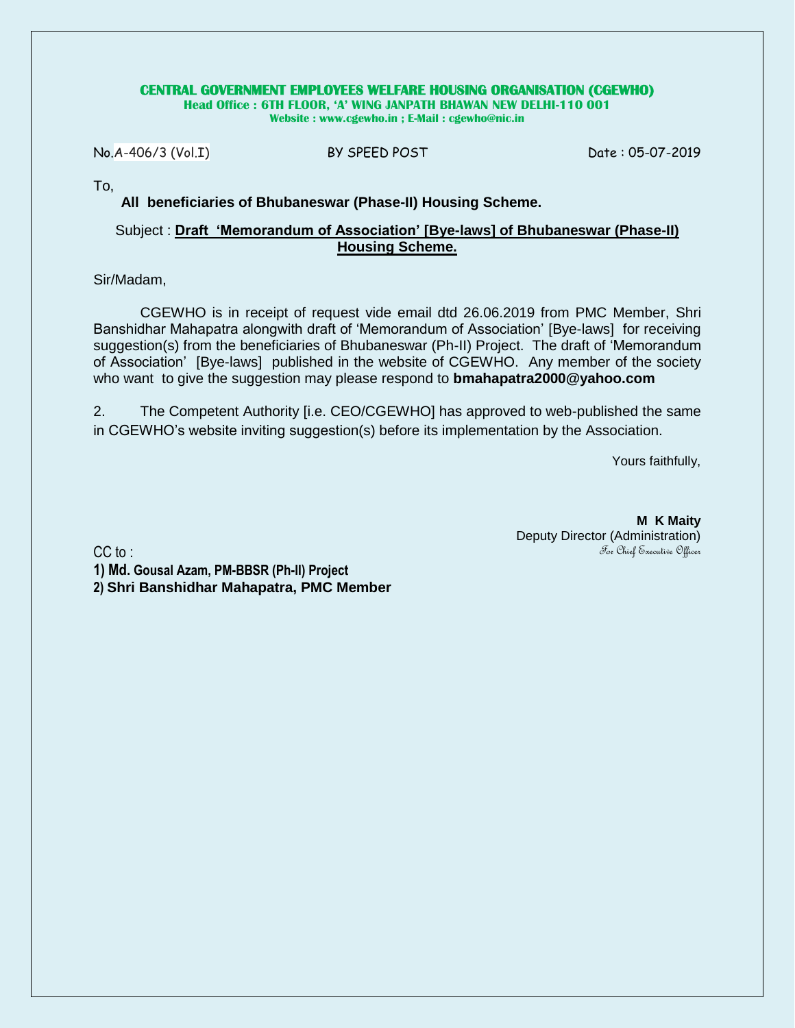**CENTRAL GOVERNMENT EMPLOYEES WELFARE HOUSING ORGANISATION (CGEWHO)**
**Head Office : 6TH FLOOR, 'A' WING JANPATH BHAWAN NEW DELHI-110 001**
**Website : www.cgewho.in ; E-Mail : cgewho@nic.in**

No.A-406/3 (Vol.I) BY SPEED POST Date : 05-07-2019

To,

**All beneficiaries of Bhubaneswar (Phase-II) Housing Scheme.**

Subject : **Draft 'Memorandum of Association' [Bye-laws] of Bhubaneswar (Phase-II) Housing Scheme.**

Sir/Madam,

CGEWHO is in receipt of request vide email dtd 26.06.2019 from PMC Member, Shri Banshidhar Mahapatra alongwith draft of 'Memorandum of Association' [Bye-laws] for receiving suggestion(s) from the beneficiaries of Bhubaneswar (Ph-II) Project. The draft of 'Memorandum of Association' [Bye-laws] published in the website of CGEWHO. Any member of the society who want to give the suggestion may please respond to **bmahapatra2000@yahoo.com**

2. The Competent Authority [i.e. CEO/CGEWHO] has approved to web-published the same in CGEWHO's website inviting suggestion(s) before its implementation by the Association.

Yours faithfully,

**M K Maity**
Deputy Director (Administration)
For Chief Executive Officer

CC to :

1) **Md. Gousal Azam, PM-BBSR (Ph-II) Project**
2) **Shri Banshidhar Mahapatra, PMC Member**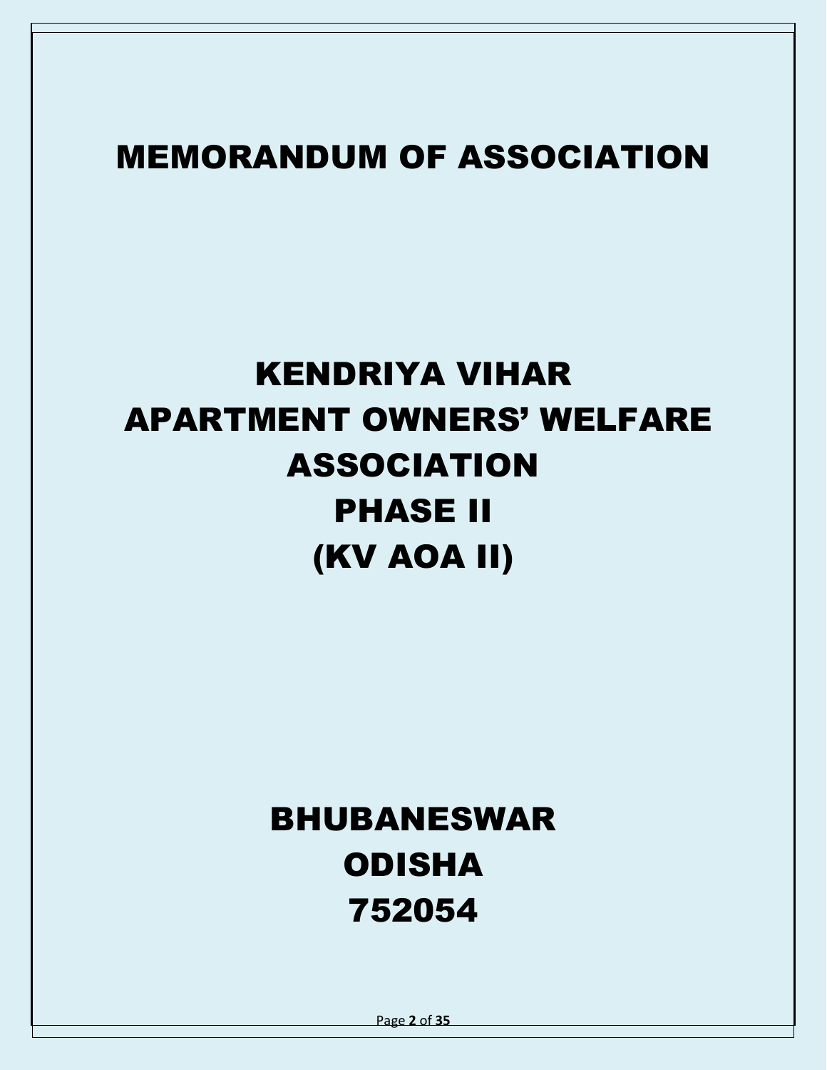# MEMORANDUM OF ASSOCIATION

# KENDRIYA VIHAR
# APARTMENT OWNERS' WELFARE ASSOCIATION
# PHASE II
# (KV AOA II)

## BHUBANESWAR
## ODISHA
## 752054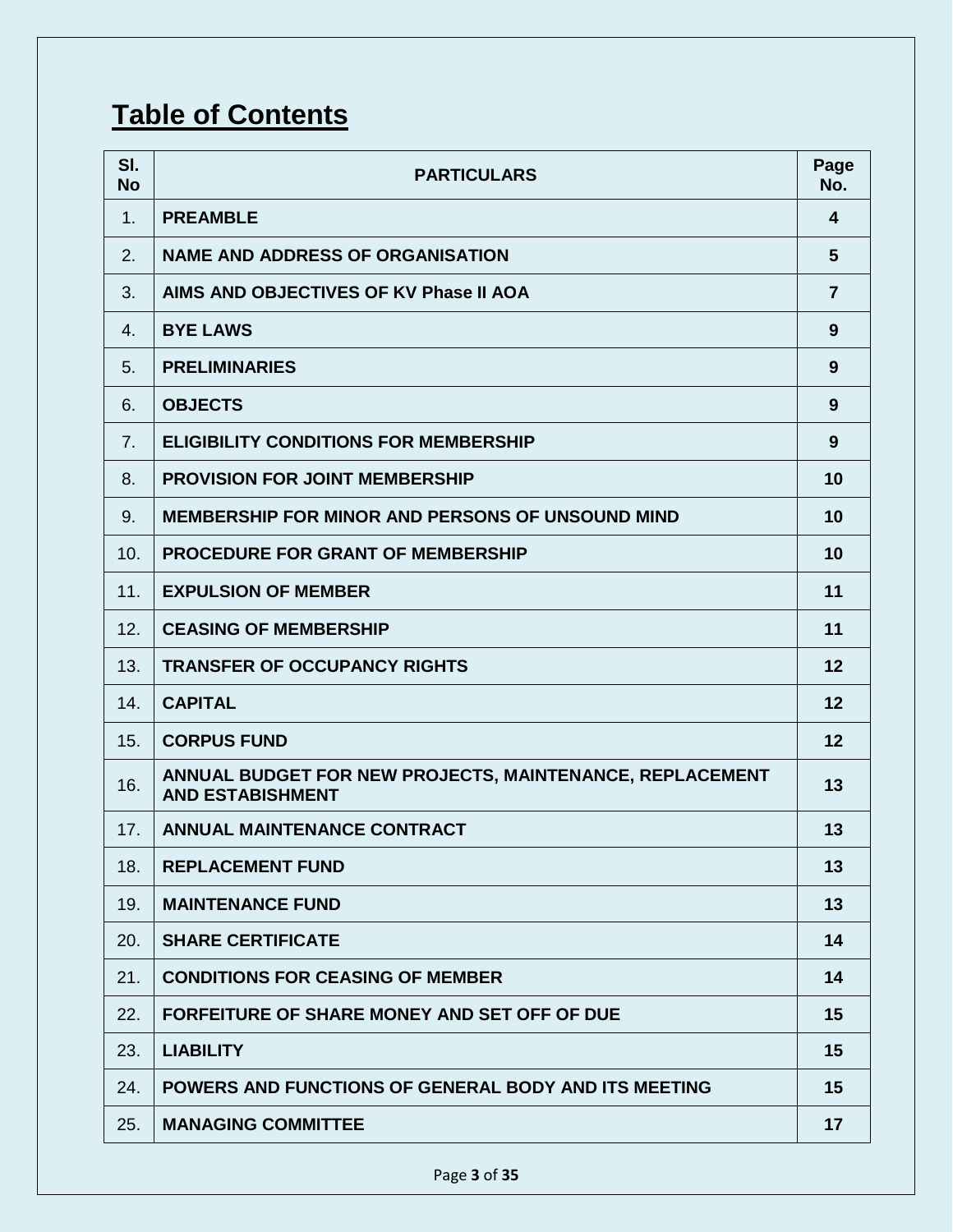## Table of Contents

| Sl. No | PARTICULARS | Page No. |
|---|---|---|
| 1. | **PREAMBLE** | **4** |
| 2. | **NAME AND ADDRESS OF ORGANISATION** | **5** |
| 3. | **AIMS AND OBJECTIVES OF KV Phase II AOA** | **7** |
| 4. | **BYE LAWS** | **9** |
| 5. | **PRELIMINARIES** | **9** |
| 6. | **OBJECTS** | **9** |
| 7. | **ELIGIBILITY CONDITIONS FOR MEMBERSHIP** | **9** |
| 8. | **PROVISION FOR JOINT MEMBERSHIP** | **10** |
| 9. | **MEMBERSHIP FOR MINOR AND PERSONS OF UNSOUND MIND** | **10** |
| 10. | **PROCEDURE FOR GRANT OF MEMBERSHIP** | **10** |
| 11. | **EXPULSION OF MEMBER** | **11** |
| 12. | **CEASING OF MEMBERSHIP** | **11** |
| 13. | **TRANSFER OF OCCUPANCY RIGHTS** | **12** |
| 14. | **CAPITAL** | **12** |
| 15. | **CORPUS FUND** | **12** |
| 16. | **ANNUAL BUDGET FOR NEW PROJECTS, MAINTENANCE, REPLACEMENT AND ESTABISHMENT** | **13** |
| 17. | **ANNUAL MAINTENANCE CONTRACT** | **13** |
| 18. | **REPLACEMENT FUND** | **13** |
| 19. | **MAINTENANCE FUND** | **13** |
| 20. | **SHARE CERTIFICATE** | **14** |
| 21. | **CONDITIONS FOR CEASING OF MEMBER** | **14** |
| 22. | **FORFEITURE OF SHARE MONEY AND SET OFF OF DUE** | **15** |
| 23. | **LIABILITY** | **15** |
| 24. | **POWERS AND FUNCTIONS OF GENERAL BODY AND ITS MEETING** | **15** |
| 25. | **MANAGING COMMITTEE** | **17** |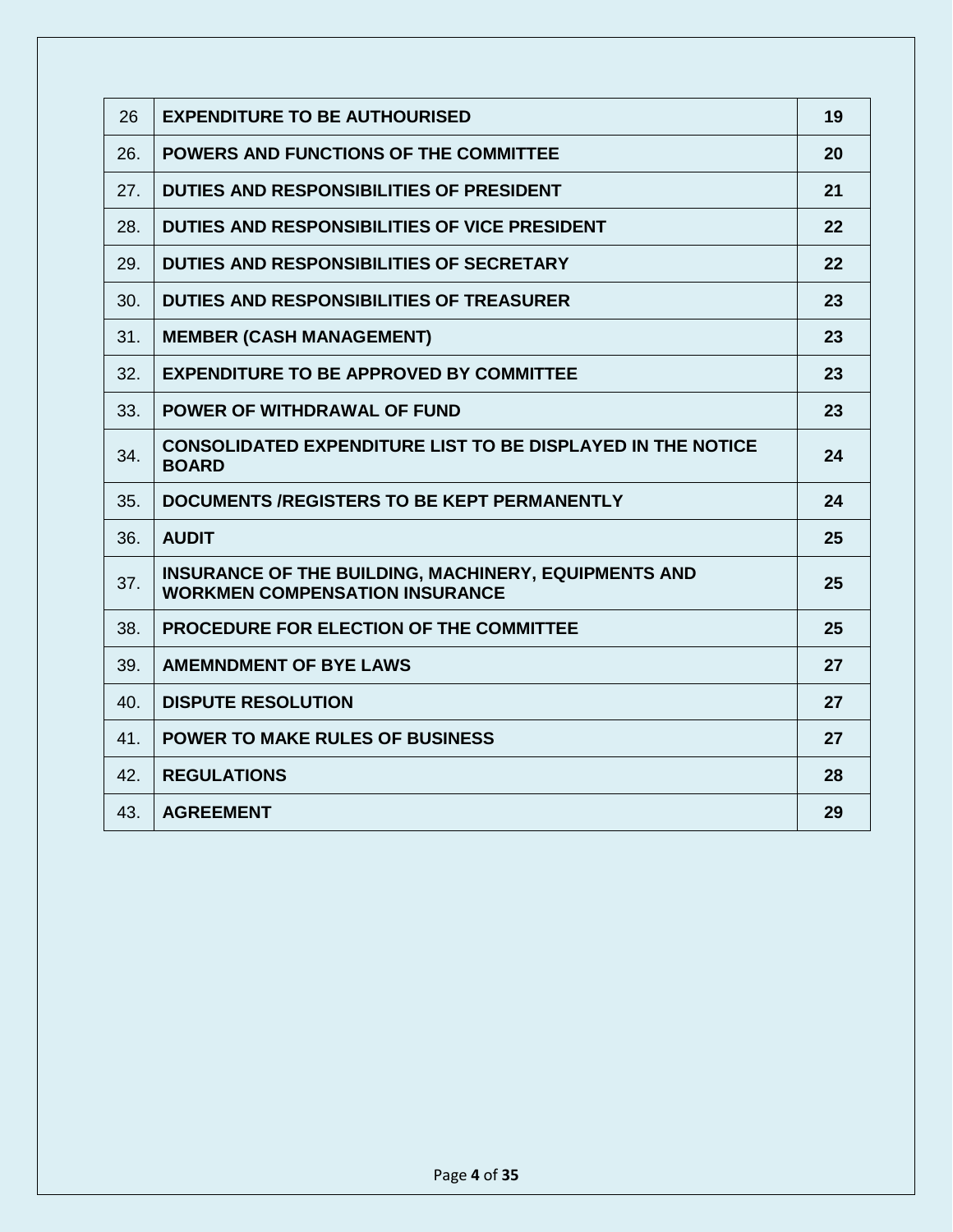| 26 | **EXPENDITURE TO BE AUTHOURISED** | **19** |
|---|---|---|
| 26. | **POWERS AND FUNCTIONS OF THE COMMITTEE** | **20** |
| 27. | **DUTIES AND RESPONSIBILITIES OF PRESIDENT** | **21** |
| 28. | **DUTIES AND RESPONSIBILITIES OF VICE PRESIDENT** | **22** |
| 29. | **DUTIES AND RESPONSIBILITIES OF SECRETARY** | **22** |
| 30. | **DUTIES AND RESPONSIBILITIES OF TREASURER** | **23** |
| 31. | **MEMBER (CASH MANAGEMENT)** | **23** |
| 32. | **EXPENDITURE TO BE APPROVED BY COMMITTEE** | **23** |
| 33. | **POWER OF WITHDRAWAL OF FUND** | **23** |
| 34. | **CONSOLIDATED EXPENDITURE LIST TO BE DISPLAYED IN THE NOTICE BOARD** | **24** |
| 35. | **DOCUMENTS /REGISTERS TO BE KEPT PERMANENTLY** | **24** |
| 36. | **AUDIT** | **25** |
| 37. | **INSURANCE OF THE BUILDING, MACHINERY, EQUIPMENTS AND WORKMEN COMPENSATION INSURANCE** | **25** |
| 38. | **PROCEDURE FOR ELECTION OF THE COMMITTEE** | **25** |
| 39. | **AMEMNDMENT OF BYE LAWS** | **27** |
| 40. | **DISPUTE RESOLUTION** | **27** |
| 41. | **POWER TO MAKE RULES OF BUSINESS** | **27** |
| 42. | **REGULATIONS** | **28** |
| 43. | **AGREEMENT** | **29** |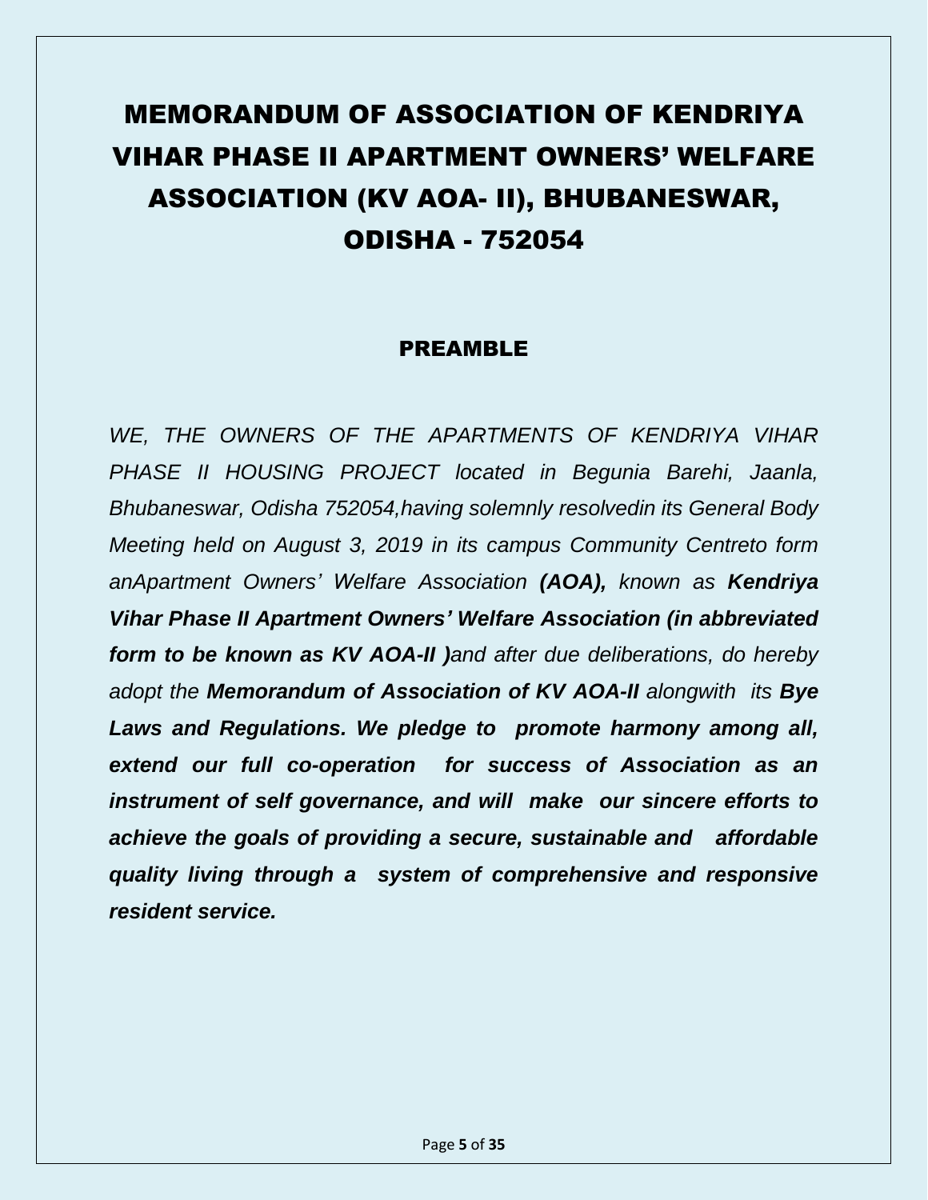# MEMORANDUM OF ASSOCIATION OF KENDRIYA VIHAR PHASE II APARTMENT OWNERS' WELFARE ASSOCIATION (KV AOA- II), BHUBANESWAR, ODISHA - 752054

## PREAMBLE

*WE, THE OWNERS OF THE APARTMENTS OF KENDRIYA VIHAR PHASE II HOUSING PROJECT located in Begunia Barehi, Jaanla, Bhubaneswar, Odisha 752054,having solemnly resolvedin its General Body Meeting held on August 3, 2019 in its campus Community Centreto form anApartment Owners' Welfare Association* ***(AOA),*** *known as* ***Kendriya Vihar Phase II Apartment Owners' Welfare Association (in abbreviated form to be known as KV AOA-II )****and after due deliberations, do hereby adopt the* ***Memorandum of Association of KV AOA-II*** *alongwith its* ***Bye Laws and Regulations. We pledge to promote harmony among all, extend our full co-operation for success of Association as an instrument of self governance, and will make our sincere efforts to achieve the goals of providing a secure, sustainable and affordable quality living through a system of comprehensive and responsive resident service.***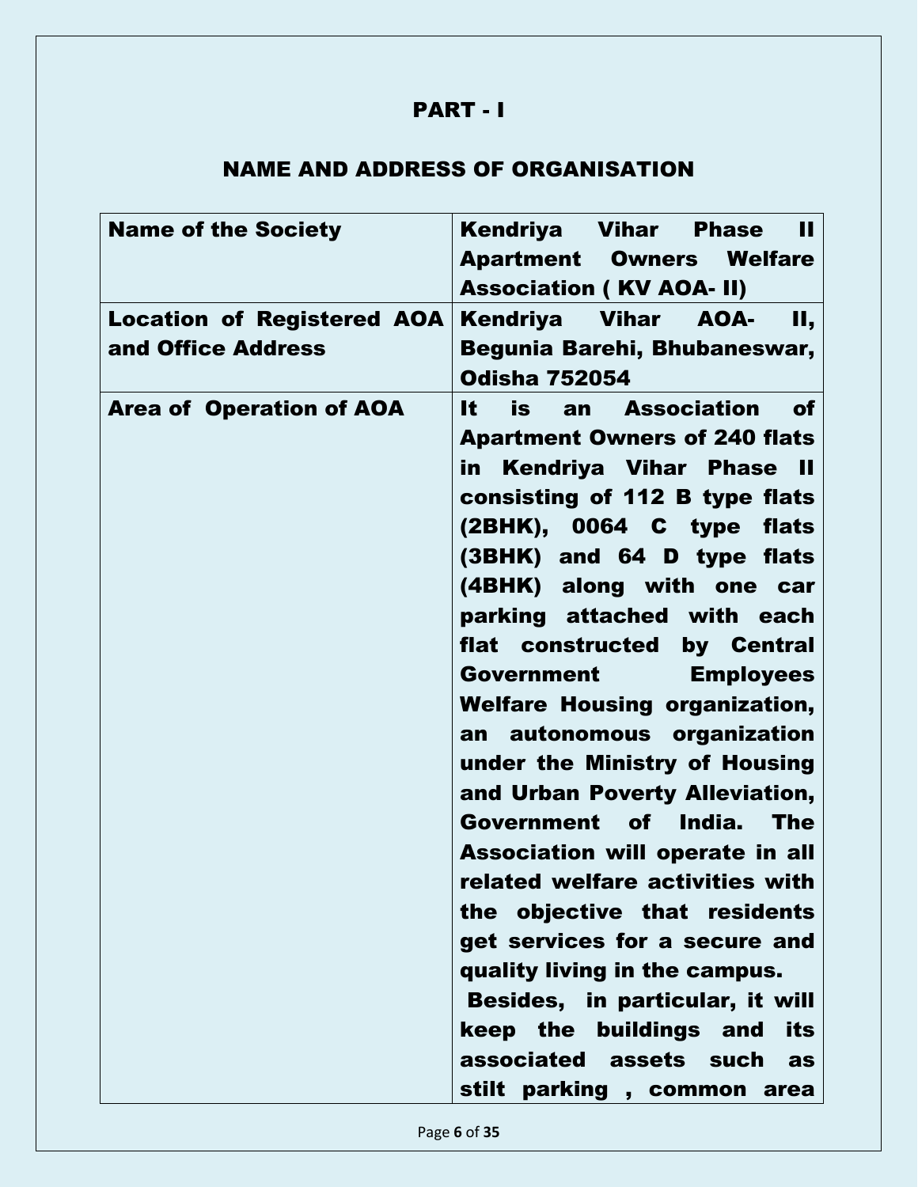## PART - I

## NAME AND ADDRESS OF ORGANISATION

| **Name of the Society** | **Kendriya Vihar Phase II Apartment Owners Welfare Association ( KV AOA- II)** |
|---|---|
| **Location of Registered AOA and Office Address** | **Kendriya Vihar AOA- II, Begunia Barehi, Bhubaneswar, Odisha 752054** |
| **Area of Operation of AOA** | **It is an Association of Apartment Owners of 240 flats in Kendriya Vihar Phase II consisting of 112 B type flats (2BHK), 0064 C type flats (3BHK) and 64 D type flats (4BHK) along with one car parking attached with each flat constructed by Central Government Employees Welfare Housing organization, an autonomous organization under the Ministry of Housing and Urban Poverty Alleviation, Government of India. The Association will operate in all related welfare activities with the objective that residents get services for a secure and quality living in the campus.<br>Besides, in particular, it will keep the buildings and its associated assets such as stilt parking , common area** |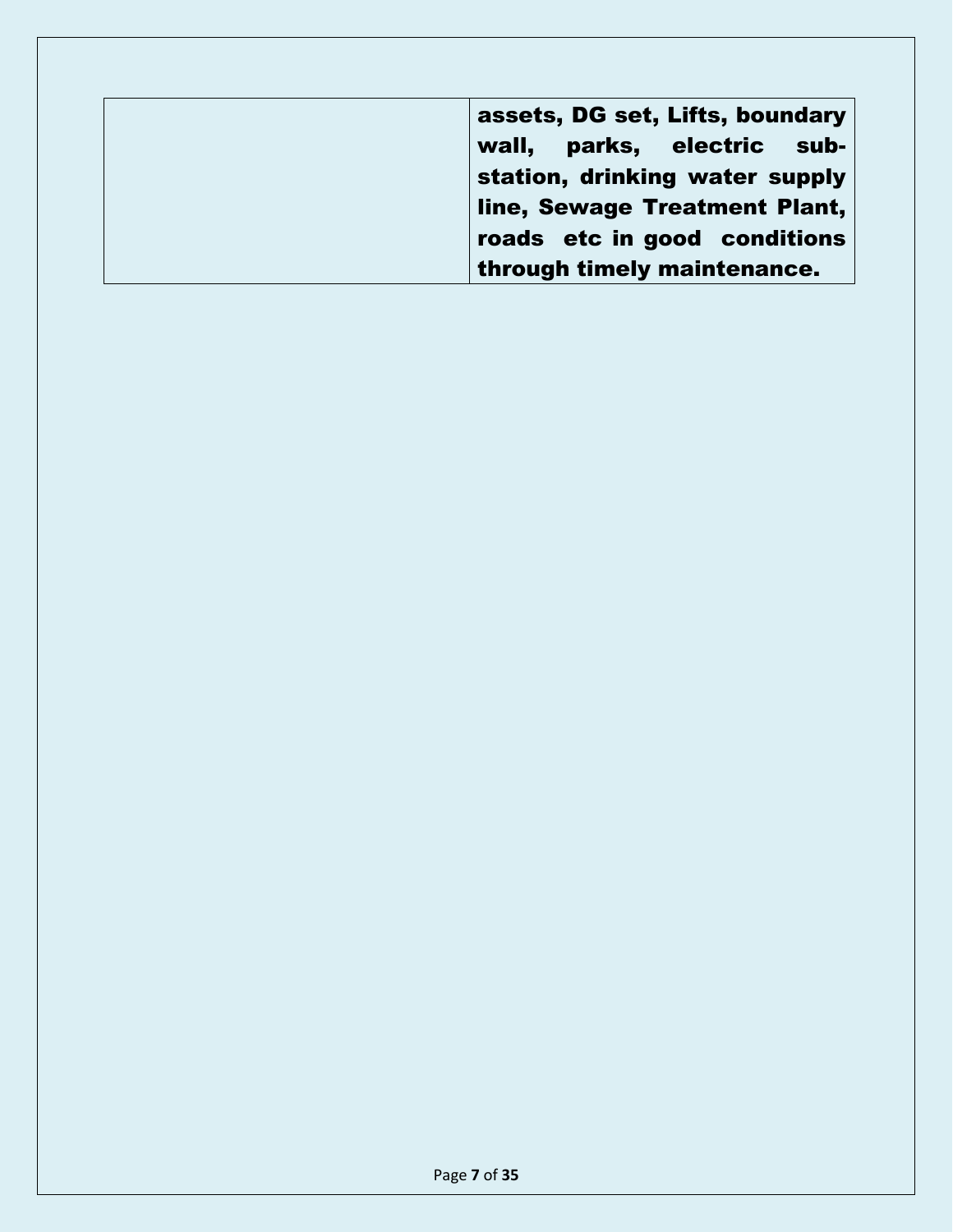|  | **assets, DG set, Lifts, boundary wall, parks, electric sub-station, drinking water supply line, Sewage Treatment Plant, roads etc in good conditions through timely maintenance.** |
| --- | --- |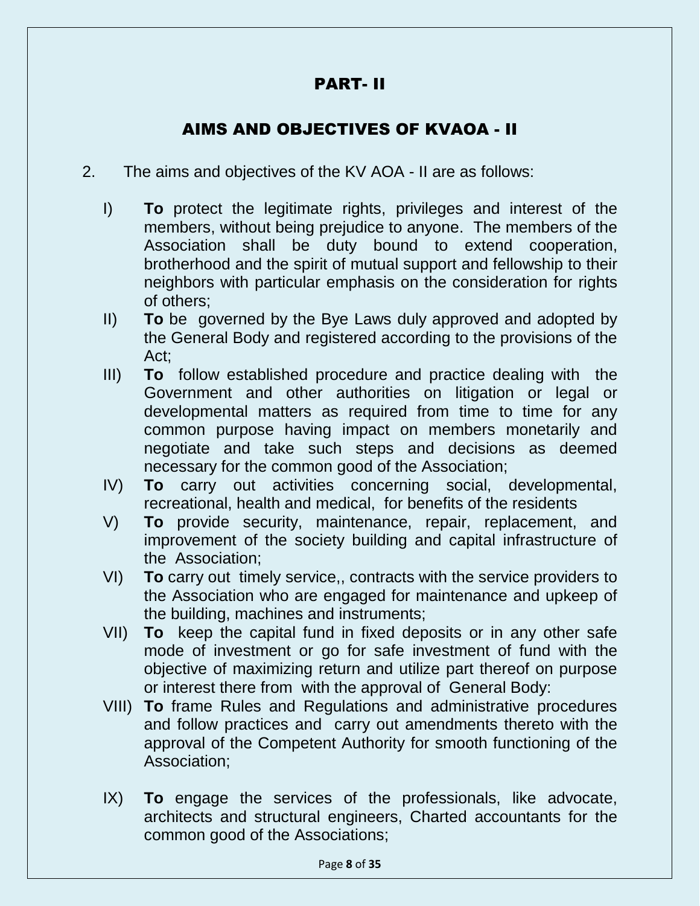# PART- II

## AIMS AND OBJECTIVES OF KVAOA - II

2. The aims and objectives of the KV AOA - II are as follows:

   I) **To** protect the legitimate rights, privileges and interest of the members, without being prejudice to anyone. The members of the Association shall be duty bound to extend cooperation, brotherhood and the spirit of mutual support and fellowship to their neighbors with particular emphasis on the consideration for rights of others;

   II) **To** be governed by the Bye Laws duly approved and adopted by the General Body and registered according to the provisions of the Act;

   III) **To** follow established procedure and practice dealing with the Government and other authorities on litigation or legal or developmental matters as required from time to time for any common purpose having impact on members monetarily and negotiate and take such steps and decisions as deemed necessary for the common good of the Association;

   IV) **To** carry out activities concerning social, developmental, recreational, health and medical, for benefits of the residents

   V) **To** provide security, maintenance, repair, replacement, and improvement of the society building and capital infrastructure of the Association;

   VI) **To** carry out timely service,, contracts with the service providers to the Association who are engaged for maintenance and upkeep of the building, machines and instruments;

   VII) **To** keep the capital fund in fixed deposits or in any other safe mode of investment or go for safe investment of fund with the objective of maximizing return and utilize part thereof on purpose or interest there from with the approval of General Body:

   VIII) **To** frame Rules and Regulations and administrative procedures and follow practices and carry out amendments thereto with the approval of the Competent Authority for smooth functioning of the Association;

   IX) **To** engage the services of the professionals, like advocate, architects and structural engineers, Charted accountants for the common good of the Associations;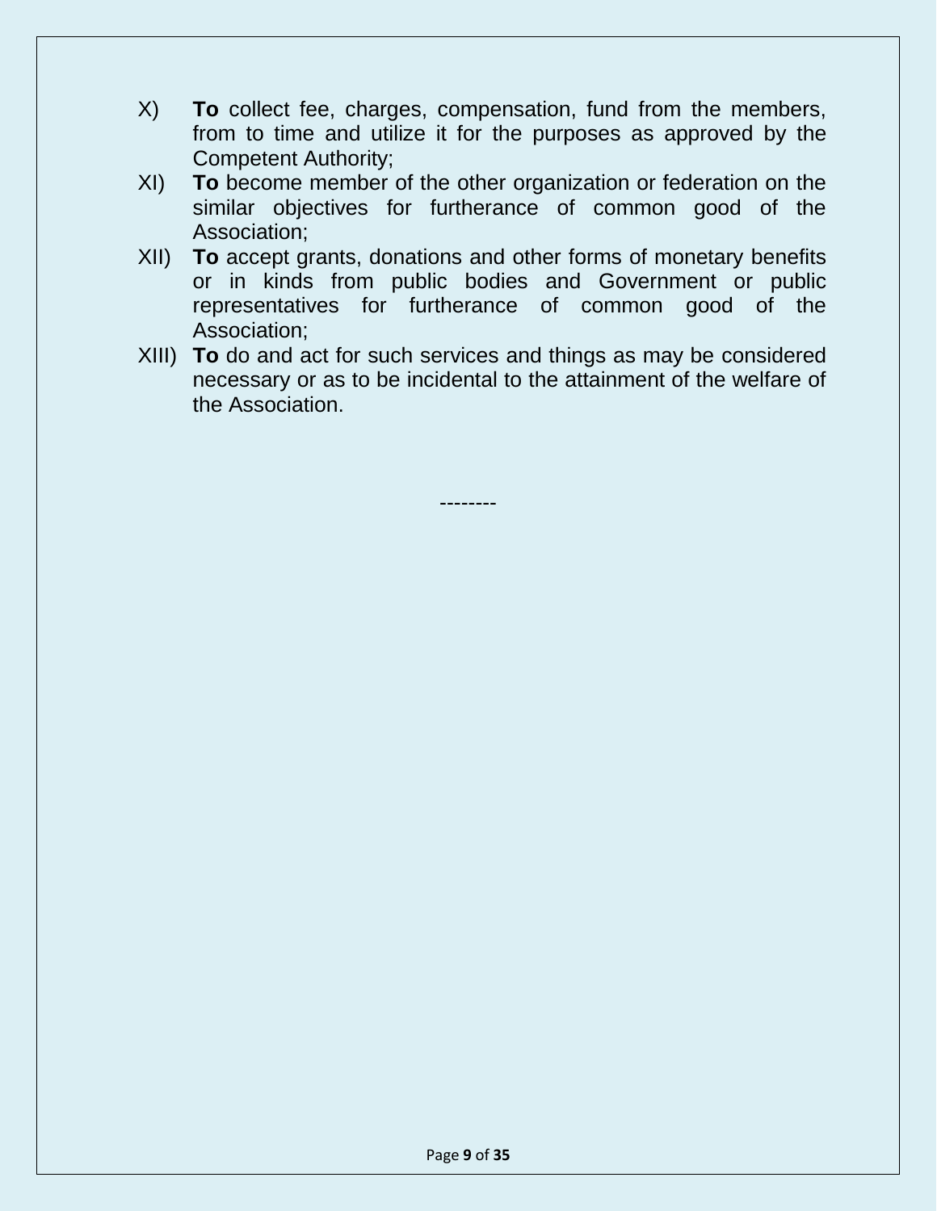X) **To** collect fee, charges, compensation, fund from the members, from to time and utilize it for the purposes as approved by the Competent Authority;

XI) **To** become member of the other organization or federation on the similar objectives for furtherance of common good of the Association;

XII) **To** accept grants, donations and other forms of monetary benefits or in kinds from public bodies and Government or public representatives for furtherance of common good of the Association;

XIII) **To** do and act for such services and things as may be considered necessary or as to be incidental to the attainment of the welfare of the Association.

--------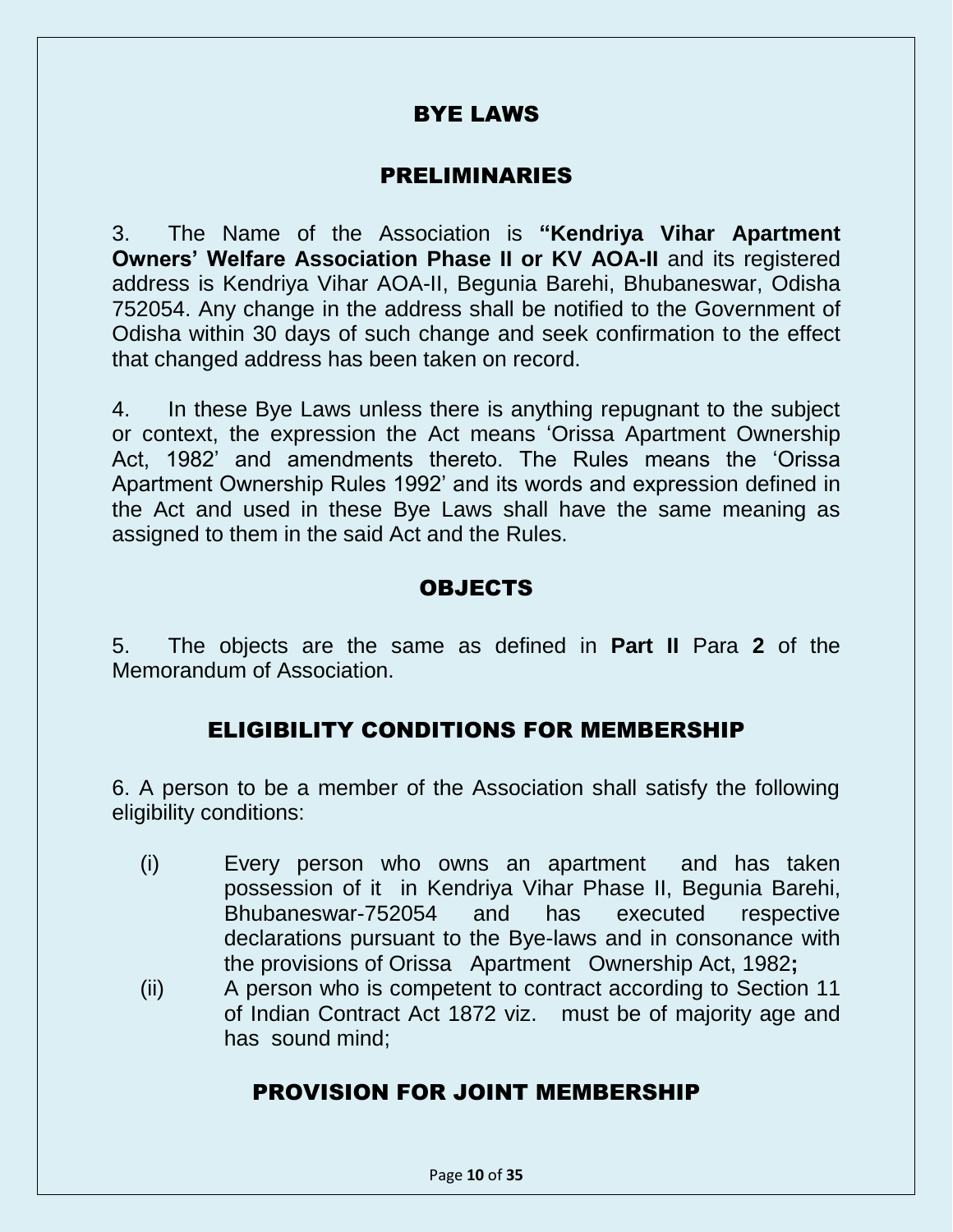# BYE LAWS

## PRELIMINARIES

3. The Name of the Association is **"Kendriya Vihar Apartment Owners' Welfare Association Phase II or KV AOA-II** and its registered address is Kendriya Vihar AOA-II, Begunia Barehi, Bhubaneswar, Odisha 752054. Any change in the address shall be notified to the Government of Odisha within 30 days of such change and seek confirmation to the effect that changed address has been taken on record.

4. In these Bye Laws unless there is anything repugnant to the subject or context, the expression the Act means 'Orissa Apartment Ownership Act, 1982' and amendments thereto. The Rules means the 'Orissa Apartment Ownership Rules 1992' and its words and expression defined in the Act and used in these Bye Laws shall have the same meaning as assigned to them in the said Act and the Rules.

## OBJECTS

5. The objects are the same as defined in **Part II** Para **2** of the Memorandum of Association.

## ELIGIBILITY CONDITIONS FOR MEMBERSHIP

6. A person to be a member of the Association shall satisfy the following eligibility conditions:

(i) Every person who owns an apartment and has taken possession of it in Kendriya Vihar Phase II, Begunia Barehi, Bhubaneswar-752054 and has executed respective declarations pursuant to the Bye-laws and in consonance with the provisions of Orissa Apartment Ownership Act, 1982**;**

(ii) A person who is competent to contract according to Section 11 of Indian Contract Act 1872 viz. must be of majority age and has sound mind;

## PROVISION FOR JOINT MEMBERSHIP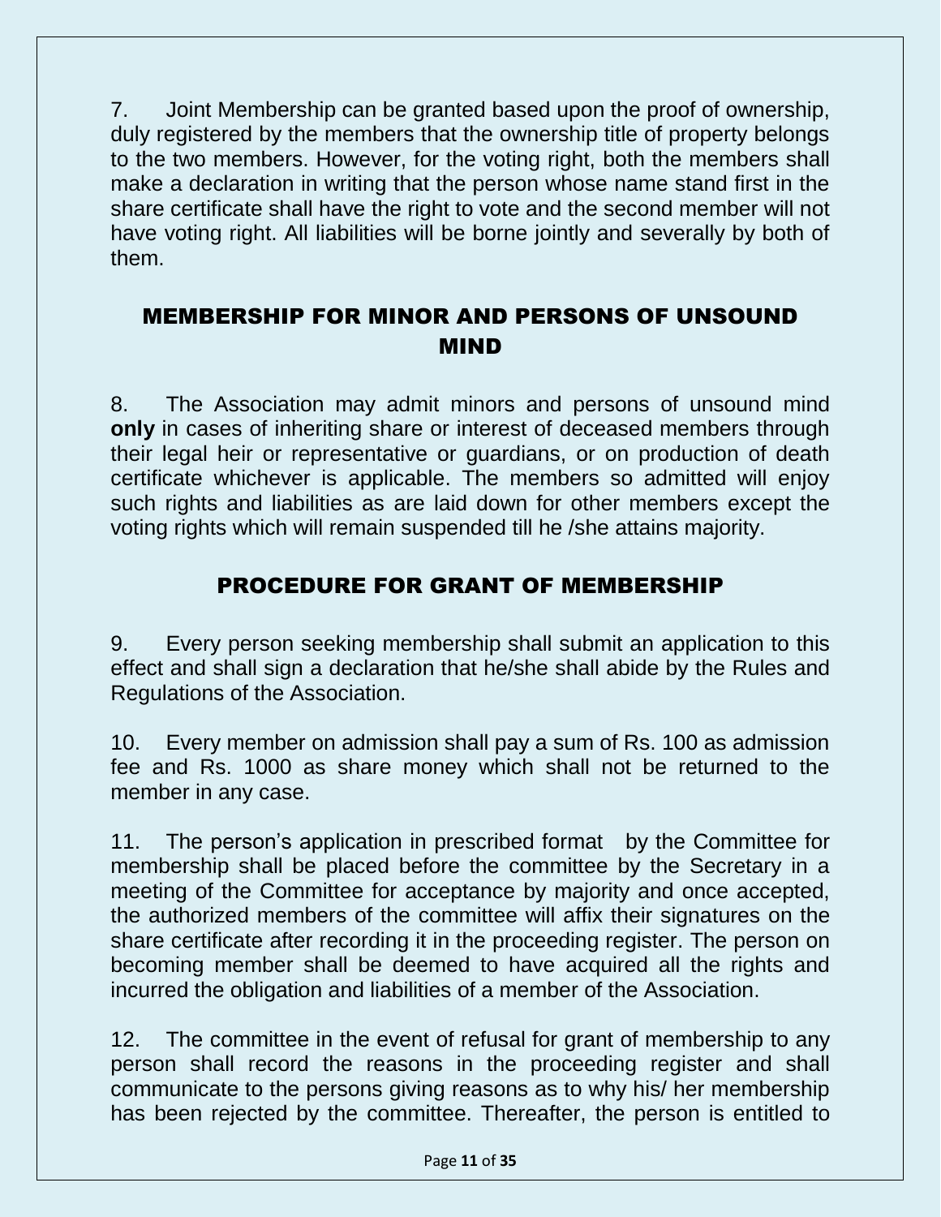7. Joint Membership can be granted based upon the proof of ownership, duly registered by the members that the ownership title of property belongs to the two members. However, for the voting right, both the members shall make a declaration in writing that the person whose name stand first in the share certificate shall have the right to vote and the second member will not have voting right. All liabilities will be borne jointly and severally by both of them.

## MEMBERSHIP FOR MINOR AND PERSONS OF UNSOUND MIND

8. The Association may admit minors and persons of unsound mind **only** in cases of inheriting share or interest of deceased members through their legal heir or representative or guardians, or on production of death certificate whichever is applicable. The members so admitted will enjoy such rights and liabilities as are laid down for other members except the voting rights which will remain suspended till he /she attains majority.

## PROCEDURE FOR GRANT OF MEMBERSHIP

9. Every person seeking membership shall submit an application to this effect and shall sign a declaration that he/she shall abide by the Rules and Regulations of the Association.

10. Every member on admission shall pay a sum of Rs. 100 as admission fee and Rs. 1000 as share money which shall not be returned to the member in any case.

11. The person's application in prescribed format by the Committee for membership shall be placed before the committee by the Secretary in a meeting of the Committee for acceptance by majority and once accepted, the authorized members of the committee will affix their signatures on the share certificate after recording it in the proceeding register. The person on becoming member shall be deemed to have acquired all the rights and incurred the obligation and liabilities of a member of the Association.

12. The committee in the event of refusal for grant of membership to any person shall record the reasons in the proceeding register and shall communicate to the persons giving reasons as to why his/ her membership has been rejected by the committee. Thereafter, the person is entitled to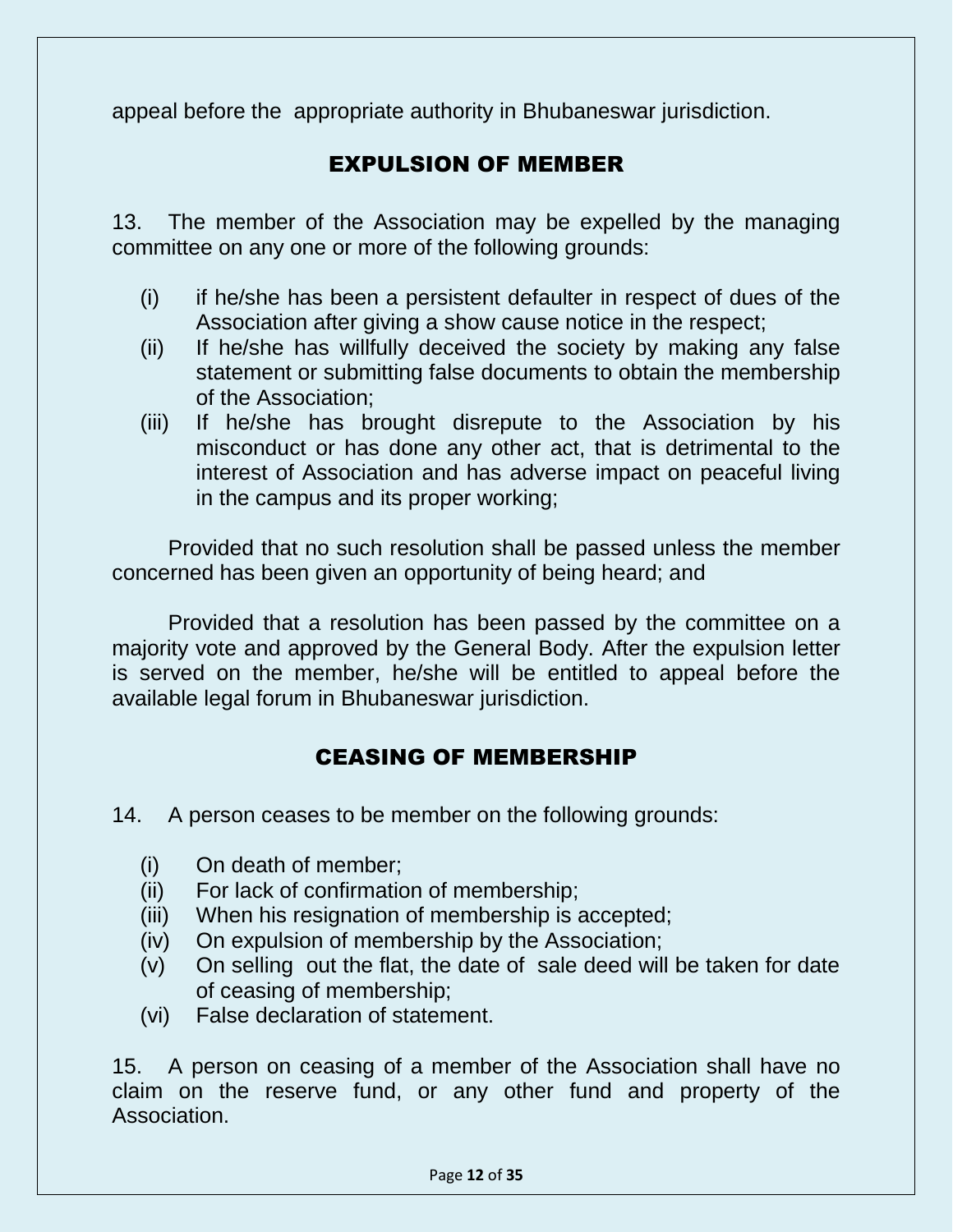appeal before the appropriate authority in Bhubaneswar jurisdiction.

## EXPULSION OF MEMBER

13. The member of the Association may be expelled by the managing committee on any one or more of the following grounds:

- (i) if he/she has been a persistent defaulter in respect of dues of the Association after giving a show cause notice in the respect;
- (ii) If he/she has willfully deceived the society by making any false statement or submitting false documents to obtain the membership of the Association;
- (iii) If he/she has brought disrepute to the Association by his misconduct or has done any other act, that is detrimental to the interest of Association and has adverse impact on peaceful living in the campus and its proper working;

Provided that no such resolution shall be passed unless the member concerned has been given an opportunity of being heard; and

Provided that a resolution has been passed by the committee on a majority vote and approved by the General Body. After the expulsion letter is served on the member, he/she will be entitled to appeal before the available legal forum in Bhubaneswar jurisdiction.

## CEASING OF MEMBERSHIP

14. A person ceases to be member on the following grounds:

- (i) On death of member;
- (ii) For lack of confirmation of membership;
- (iii) When his resignation of membership is accepted;
- (iv) On expulsion of membership by the Association;
- (v) On selling out the flat, the date of sale deed will be taken for date of ceasing of membership;
- (vi) False declaration of statement.

15. A person on ceasing of a member of the Association shall have no claim on the reserve fund, or any other fund and property of the Association.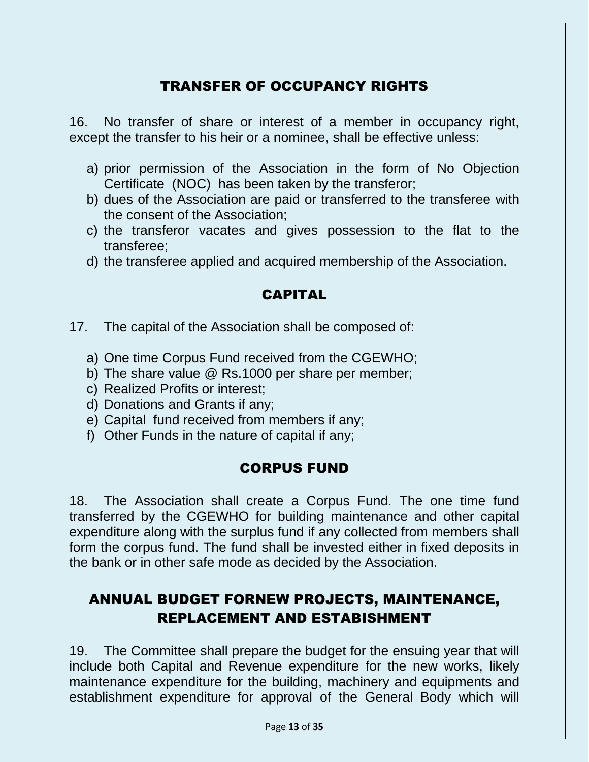## TRANSFER OF OCCUPANCY RIGHTS

16. No transfer of share or interest of a member in occupancy right, except the transfer to his heir or a nominee, shall be effective unless:

a) prior permission of the Association in the form of No Objection Certificate (NOC) has been taken by the transferor;
b) dues of the Association are paid or transferred to the transferee with the consent of the Association;
c) the transferor vacates and gives possession to the flat to the transferee;
d) the transferee applied and acquired membership of the Association.

## CAPITAL

17. The capital of the Association shall be composed of:

a) One time Corpus Fund received from the CGEWHO;
b) The share value @ Rs.1000 per share per member;
c) Realized Profits or interest;
d) Donations and Grants if any;
e) Capital fund received from members if any;
f) Other Funds in the nature of capital if any;

## CORPUS FUND

18. The Association shall create a Corpus Fund. The one time fund transferred by the CGEWHO for building maintenance and other capital expenditure along with the surplus fund if any collected from members shall form the corpus fund. The fund shall be invested either in fixed deposits in the bank or in other safe mode as decided by the Association.

## ANNUAL BUDGET FORNEW PROJECTS, MAINTENANCE, REPLACEMENT AND ESTABISHMENT

19. The Committee shall prepare the budget for the ensuing year that will include both Capital and Revenue expenditure for the new works, likely maintenance expenditure for the building, machinery and equipments and establishment expenditure for approval of the General Body which will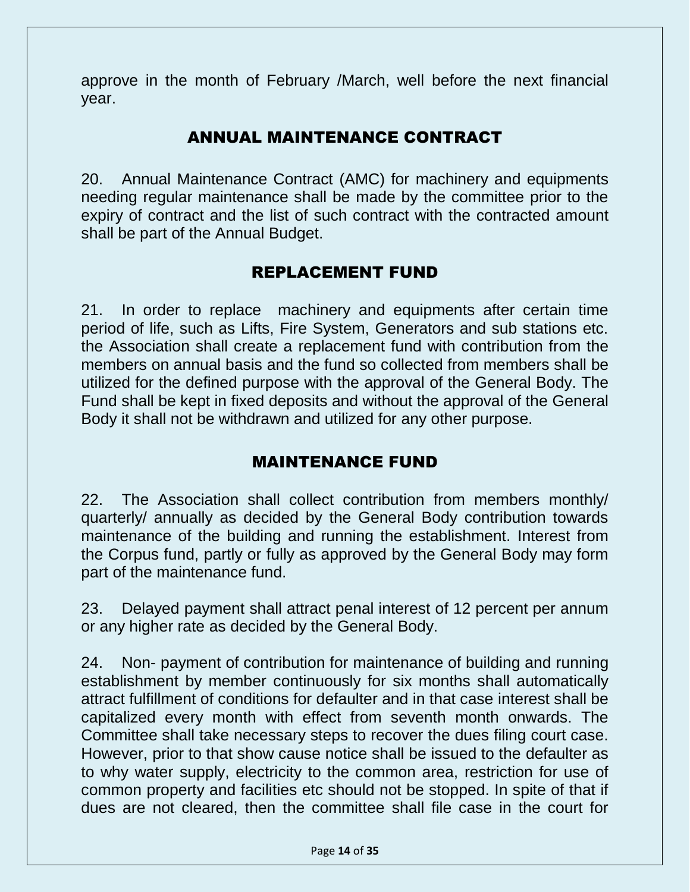approve in the month of February /March, well before the next financial year.

## ANNUAL MAINTENANCE CONTRACT

20. Annual Maintenance Contract (AMC) for machinery and equipments needing regular maintenance shall be made by the committee prior to the expiry of contract and the list of such contract with the contracted amount shall be part of the Annual Budget.

## REPLACEMENT FUND

21. In order to replace machinery and equipments after certain time period of life, such as Lifts, Fire System, Generators and sub stations etc. the Association shall create a replacement fund with contribution from the members on annual basis and the fund so collected from members shall be utilized for the defined purpose with the approval of the General Body. The Fund shall be kept in fixed deposits and without the approval of the General Body it shall not be withdrawn and utilized for any other purpose.

## MAINTENANCE FUND

22. The Association shall collect contribution from members monthly/ quarterly/ annually as decided by the General Body contribution towards maintenance of the building and running the establishment. Interest from the Corpus fund, partly or fully as approved by the General Body may form part of the maintenance fund.

23. Delayed payment shall attract penal interest of 12 percent per annum or any higher rate as decided by the General Body.

24. Non- payment of contribution for maintenance of building and running establishment by member continuously for six months shall automatically attract fulfillment of conditions for defaulter and in that case interest shall be capitalized every month with effect from seventh month onwards. The Committee shall take necessary steps to recover the dues filing court case. However, prior to that show cause notice shall be issued to the defaulter as to why water supply, electricity to the common area, restriction for use of common property and facilities etc should not be stopped. In spite of that if dues are not cleared, then the committee shall file case in the court for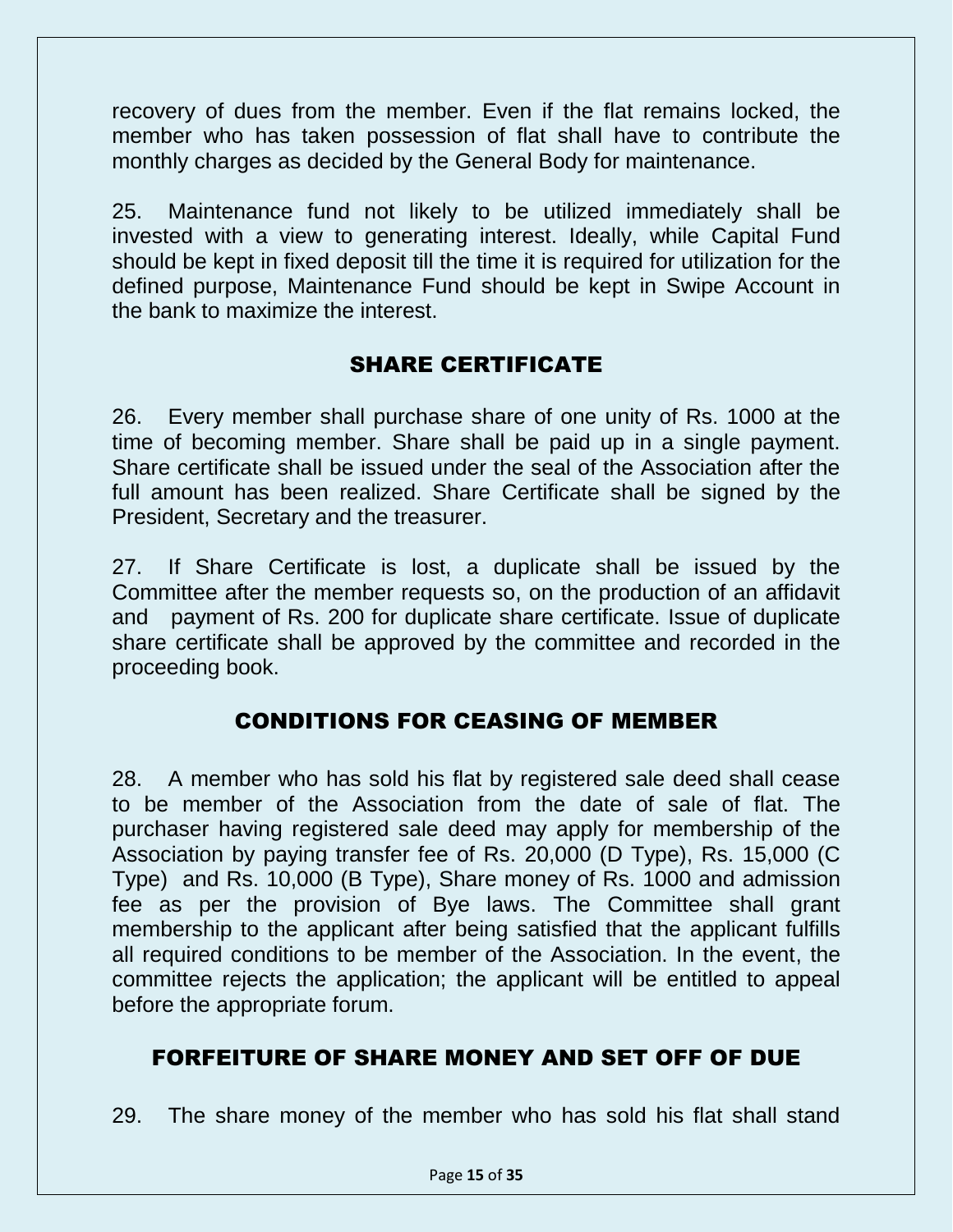recovery of dues from the member. Even if the flat remains locked, the member who has taken possession of flat shall have to contribute the monthly charges as decided by the General Body for maintenance.

25. Maintenance fund not likely to be utilized immediately shall be invested with a view to generating interest. Ideally, while Capital Fund should be kept in fixed deposit till the time it is required for utilization for the defined purpose, Maintenance Fund should be kept in Swipe Account in the bank to maximize the interest.

## SHARE CERTIFICATE

26. Every member shall purchase share of one unity of Rs. 1000 at the time of becoming member. Share shall be paid up in a single payment. Share certificate shall be issued under the seal of the Association after the full amount has been realized. Share Certificate shall be signed by the President, Secretary and the treasurer.

27. If Share Certificate is lost, a duplicate shall be issued by the Committee after the member requests so, on the production of an affidavit and payment of Rs. 200 for duplicate share certificate. Issue of duplicate share certificate shall be approved by the committee and recorded in the proceeding book.

## CONDITIONS FOR CEASING OF MEMBER

28. A member who has sold his flat by registered sale deed shall cease to be member of the Association from the date of sale of flat. The purchaser having registered sale deed may apply for membership of the Association by paying transfer fee of Rs. 20,000 (D Type), Rs. 15,000 (C Type) and Rs. 10,000 (B Type), Share money of Rs. 1000 and admission fee as per the provision of Bye laws. The Committee shall grant membership to the applicant after being satisfied that the applicant fulfills all required conditions to be member of the Association. In the event, the committee rejects the application; the applicant will be entitled to appeal before the appropriate forum.

## FORFEITURE OF SHARE MONEY AND SET OFF OF DUE

29. The share money of the member who has sold his flat shall stand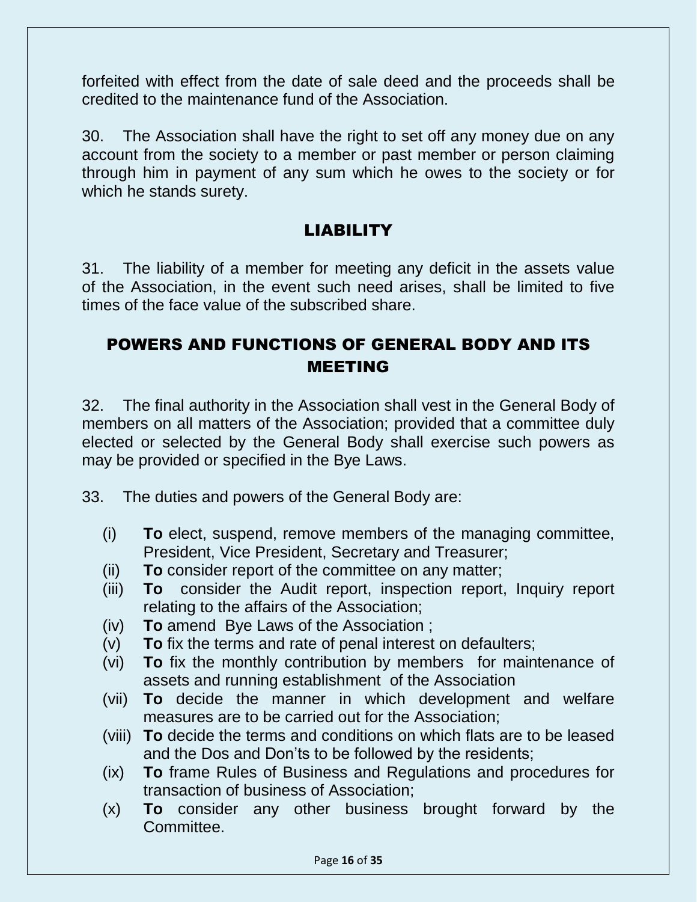forfeited with effect from the date of sale deed and the proceeds shall be credited to the maintenance fund of the Association.

30. The Association shall have the right to set off any money due on any account from the society to a member or past member or person claiming through him in payment of any sum which he owes to the society or for which he stands surety.

## LIABILITY

31. The liability of a member for meeting any deficit in the assets value of the Association, in the event such need arises, shall be limited to five times of the face value of the subscribed share.

## POWERS AND FUNCTIONS OF GENERAL BODY AND ITS MEETING

32. The final authority in the Association shall vest in the General Body of members on all matters of the Association; provided that a committee duly elected or selected by the General Body shall exercise such powers as may be provided or specified in the Bye Laws.

33. The duties and powers of the General Body are:

- (i) **To** elect, suspend, remove members of the managing committee, President, Vice President, Secretary and Treasurer;
- (ii) **To** consider report of the committee on any matter;
- (iii) **To** consider the Audit report, inspection report, Inquiry report relating to the affairs of the Association;
- (iv) **To** amend Bye Laws of the Association ;
- (v) **To** fix the terms and rate of penal interest on defaulters;
- (vi) **To** fix the monthly contribution by members for maintenance of assets and running establishment of the Association
- (vii) **To** decide the manner in which development and welfare measures are to be carried out for the Association;
- (viii) **To** decide the terms and conditions on which flats are to be leased and the Dos and Don'ts to be followed by the residents;
- (ix) **To** frame Rules of Business and Regulations and procedures for transaction of business of Association;
- (x) **To** consider any other business brought forward by the Committee.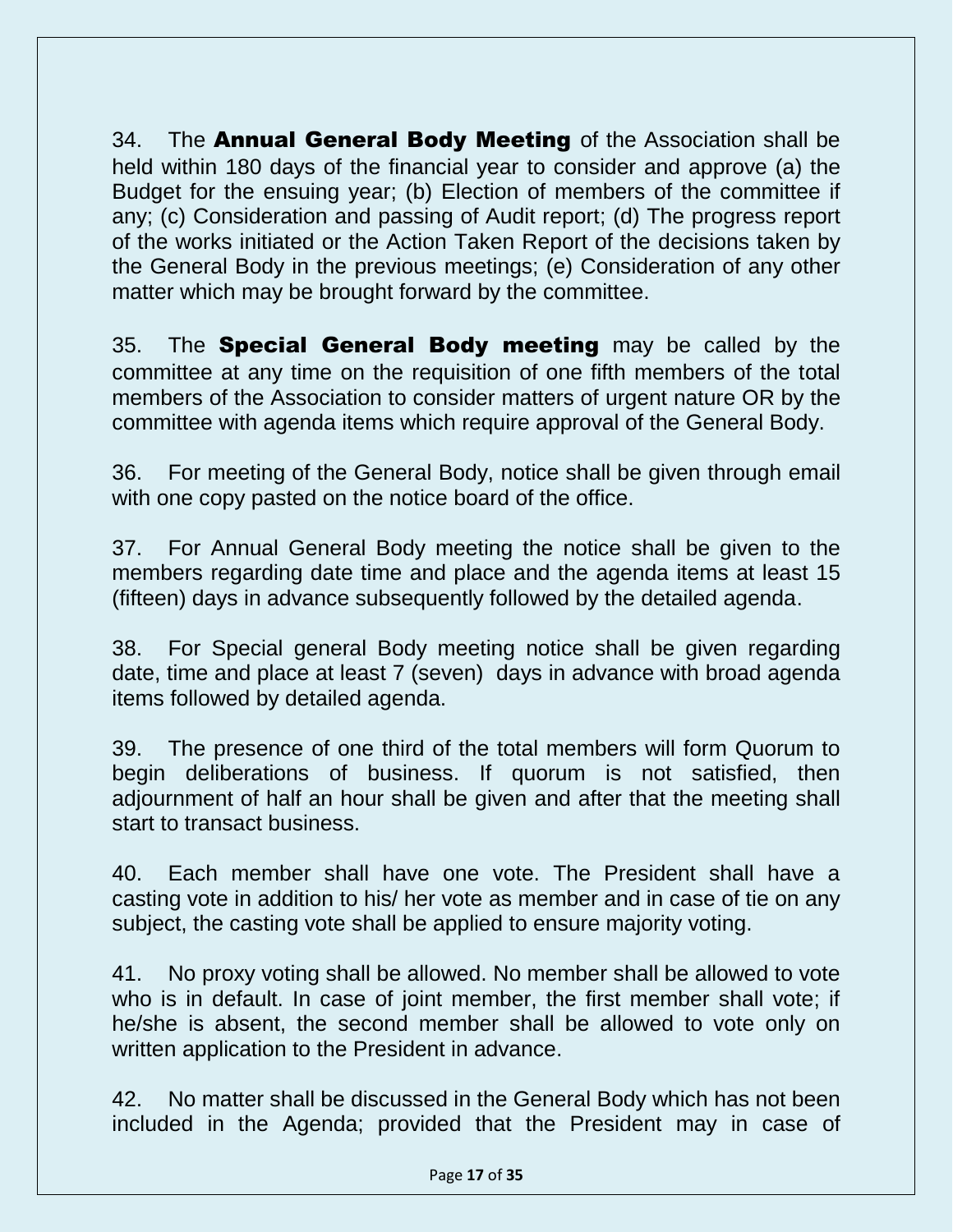34. The **Annual General Body Meeting** of the Association shall be held within 180 days of the financial year to consider and approve (a) the Budget for the ensuing year; (b) Election of members of the committee if any; (c) Consideration and passing of Audit report; (d) The progress report of the works initiated or the Action Taken Report of the decisions taken by the General Body in the previous meetings; (e) Consideration of any other matter which may be brought forward by the committee.

35. The **Special General Body meeting** may be called by the committee at any time on the requisition of one fifth members of the total members of the Association to consider matters of urgent nature OR by the committee with agenda items which require approval of the General Body.

36. For meeting of the General Body, notice shall be given through email with one copy pasted on the notice board of the office.

37. For Annual General Body meeting the notice shall be given to the members regarding date time and place and the agenda items at least 15 (fifteen) days in advance subsequently followed by the detailed agenda.

38. For Special general Body meeting notice shall be given regarding date, time and place at least 7 (seven) days in advance with broad agenda items followed by detailed agenda.

39. The presence of one third of the total members will form Quorum to begin deliberations of business. If quorum is not satisfied, then adjournment of half an hour shall be given and after that the meeting shall start to transact business.

40. Each member shall have one vote. The President shall have a casting vote in addition to his/ her vote as member and in case of tie on any subject, the casting vote shall be applied to ensure majority voting.

41. No proxy voting shall be allowed. No member shall be allowed to vote who is in default. In case of joint member, the first member shall vote; if he/she is absent, the second member shall be allowed to vote only on written application to the President in advance.

42. No matter shall be discussed in the General Body which has not been included in the Agenda; provided that the President may in case of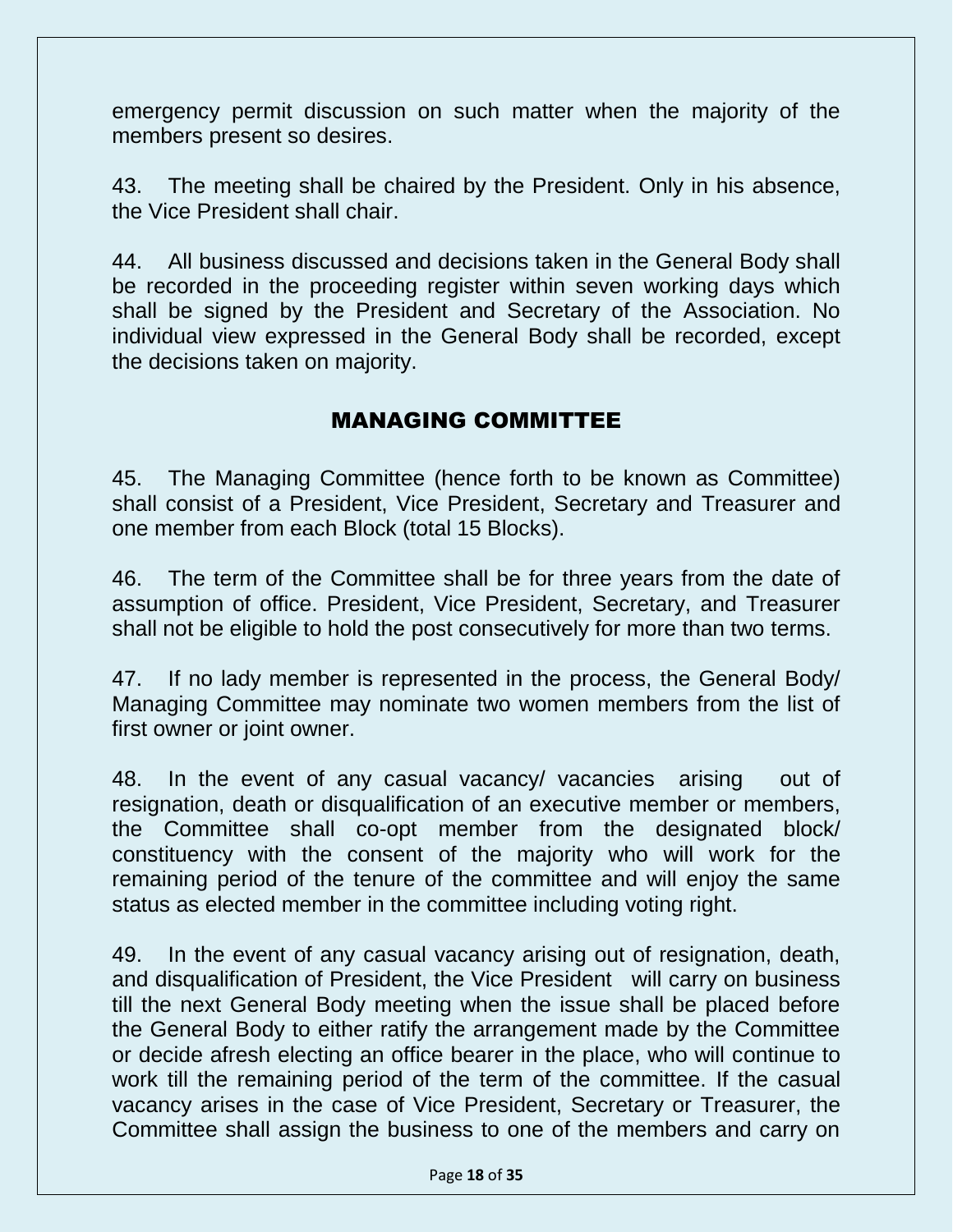emergency permit discussion on such matter when the majority of the members present so desires.

43. The meeting shall be chaired by the President. Only in his absence, the Vice President shall chair.

44. All business discussed and decisions taken in the General Body shall be recorded in the proceeding register within seven working days which shall be signed by the President and Secretary of the Association. No individual view expressed in the General Body shall be recorded, except the decisions taken on majority.

## MANAGING COMMITTEE

45. The Managing Committee (hence forth to be known as Committee) shall consist of a President, Vice President, Secretary and Treasurer and one member from each Block (total 15 Blocks).

46. The term of the Committee shall be for three years from the date of assumption of office. President, Vice President, Secretary, and Treasurer shall not be eligible to hold the post consecutively for more than two terms.

47. If no lady member is represented in the process, the General Body/ Managing Committee may nominate two women members from the list of first owner or joint owner.

48. In the event of any casual vacancy/ vacancies arising out of resignation, death or disqualification of an executive member or members, the Committee shall co-opt member from the designated block/ constituency with the consent of the majority who will work for the remaining period of the tenure of the committee and will enjoy the same status as elected member in the committee including voting right.

49. In the event of any casual vacancy arising out of resignation, death, and disqualification of President, the Vice President will carry on business till the next General Body meeting when the issue shall be placed before the General Body to either ratify the arrangement made by the Committee or decide afresh electing an office bearer in the place, who will continue to work till the remaining period of the term of the committee. If the casual vacancy arises in the case of Vice President, Secretary or Treasurer, the Committee shall assign the business to one of the members and carry on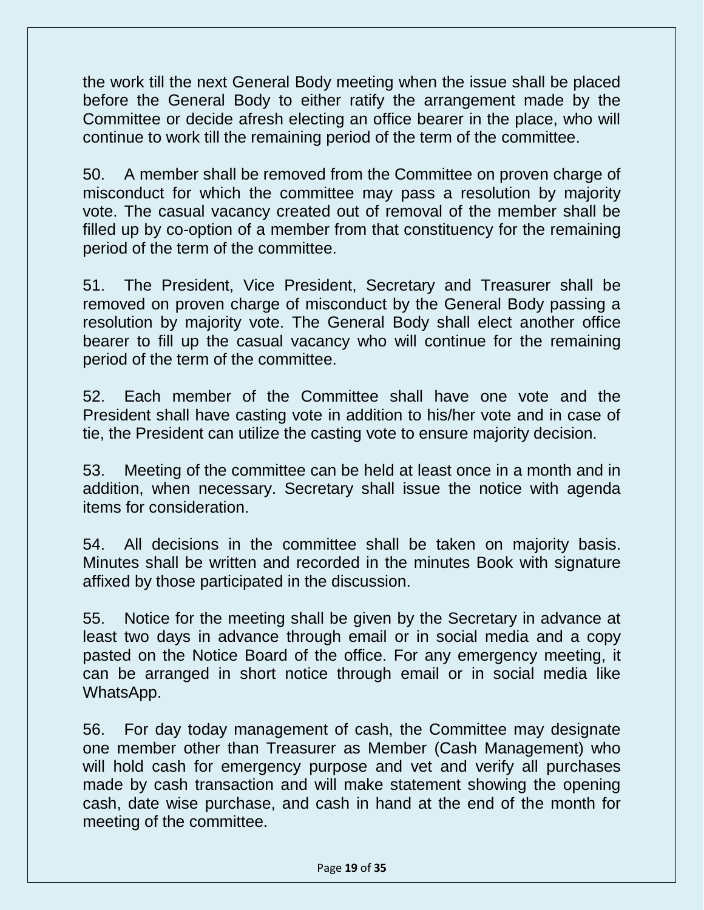the work till the next General Body meeting when the issue shall be placed before the General Body to either ratify the arrangement made by the Committee or decide afresh electing an office bearer in the place, who will continue to work till the remaining period of the term of the committee.

50. A member shall be removed from the Committee on proven charge of misconduct for which the committee may pass a resolution by majority vote. The casual vacancy created out of removal of the member shall be filled up by co-option of a member from that constituency for the remaining period of the term of the committee.

51. The President, Vice President, Secretary and Treasurer shall be removed on proven charge of misconduct by the General Body passing a resolution by majority vote. The General Body shall elect another office bearer to fill up the casual vacancy who will continue for the remaining period of the term of the committee.

52. Each member of the Committee shall have one vote and the President shall have casting vote in addition to his/her vote and in case of tie, the President can utilize the casting vote to ensure majority decision.

53. Meeting of the committee can be held at least once in a month and in addition, when necessary. Secretary shall issue the notice with agenda items for consideration.

54. All decisions in the committee shall be taken on majority basis. Minutes shall be written and recorded in the minutes Book with signature affixed by those participated in the discussion.

55. Notice for the meeting shall be given by the Secretary in advance at least two days in advance through email or in social media and a copy pasted on the Notice Board of the office. For any emergency meeting, it can be arranged in short notice through email or in social media like WhatsApp.

56. For day today management of cash, the Committee may designate one member other than Treasurer as Member (Cash Management) who will hold cash for emergency purpose and vet and verify all purchases made by cash transaction and will make statement showing the opening cash, date wise purchase, and cash in hand at the end of the month for meeting of the committee.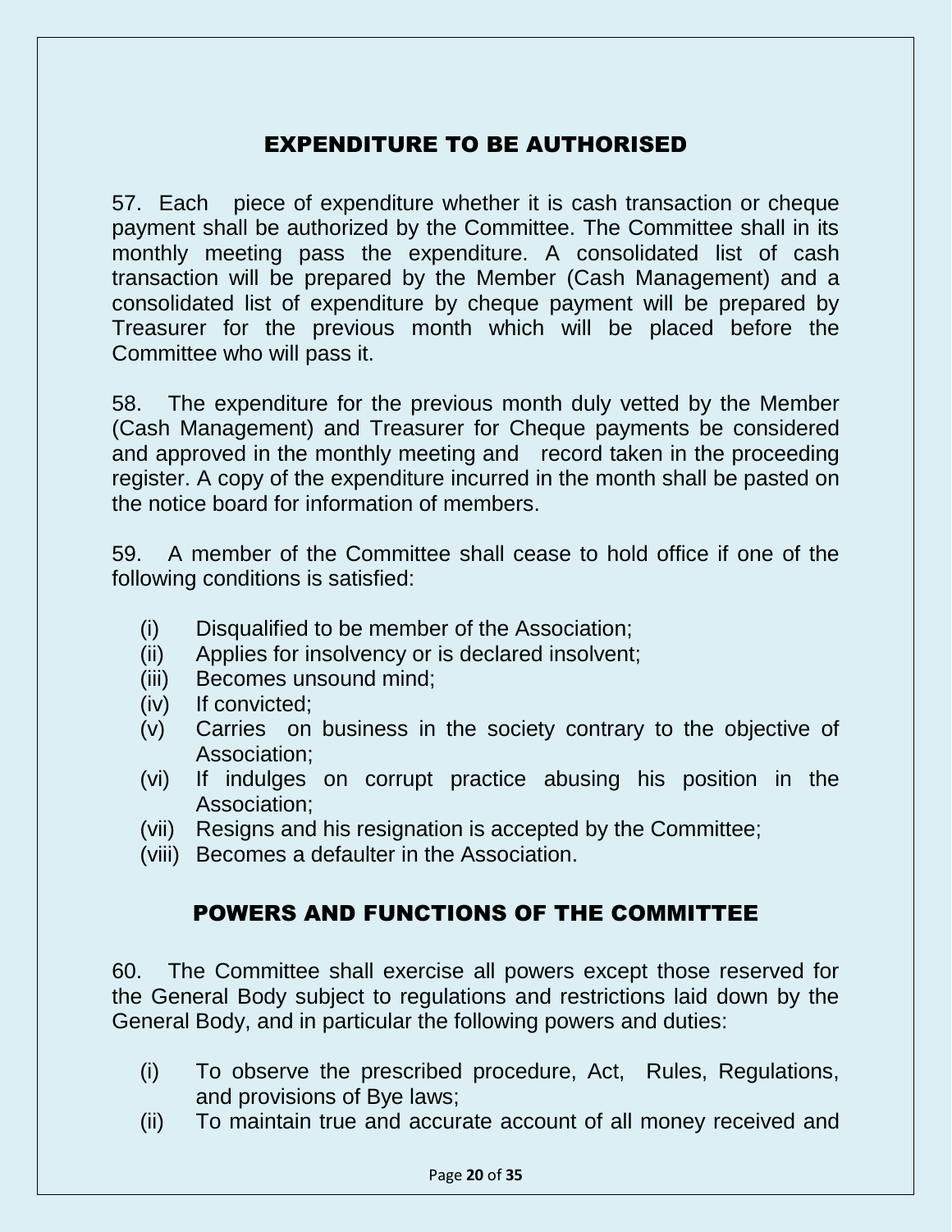## EXPENDITURE TO BE AUTHORISED

57. Each piece of expenditure whether it is cash transaction or cheque payment shall be authorized by the Committee. The Committee shall in its monthly meeting pass the expenditure. A consolidated list of cash transaction will be prepared by the Member (Cash Management) and a consolidated list of expenditure by cheque payment will be prepared by Treasurer for the previous month which will be placed before the Committee who will pass it.

58. The expenditure for the previous month duly vetted by the Member (Cash Management) and Treasurer for Cheque payments be considered and approved in the monthly meeting and record taken in the proceeding register. A copy of the expenditure incurred in the month shall be pasted on the notice board for information of members.

59. A member of the Committee shall cease to hold office if one of the following conditions is satisfied:

- (i) Disqualified to be member of the Association;
- (ii) Applies for insolvency or is declared insolvent;
- (iii) Becomes unsound mind;
- (iv) If convicted;
- (v) Carries on business in the society contrary to the objective of Association;
- (vi) If indulges on corrupt practice abusing his position in the Association;
- (vii) Resigns and his resignation is accepted by the Committee;
- (viii) Becomes a defaulter in the Association.

## POWERS AND FUNCTIONS OF THE COMMITTEE

60. The Committee shall exercise all powers except those reserved for the General Body subject to regulations and restrictions laid down by the General Body, and in particular the following powers and duties:

- (i) To observe the prescribed procedure, Act, Rules, Regulations, and provisions of Bye laws;
- (ii) To maintain true and accurate account of all money received and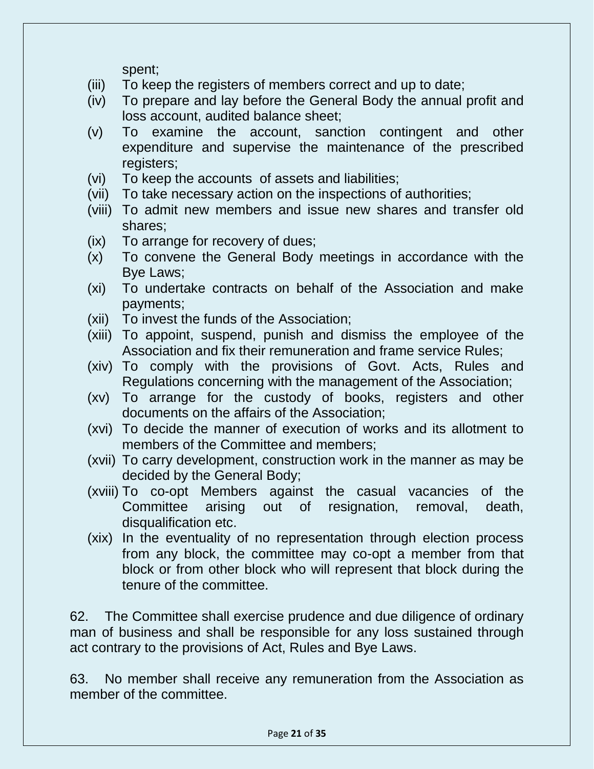spent;

(iii) To keep the registers of members correct and up to date;

(iv) To prepare and lay before the General Body the annual profit and loss account, audited balance sheet;

(v) To examine the account, sanction contingent and other expenditure and supervise the maintenance of the prescribed registers;

(vi) To keep the accounts of assets and liabilities;

(vii) To take necessary action on the inspections of authorities;

(viii) To admit new members and issue new shares and transfer old shares;

(ix) To arrange for recovery of dues;

(x) To convene the General Body meetings in accordance with the Bye Laws;

(xi) To undertake contracts on behalf of the Association and make payments;

(xii) To invest the funds of the Association;

(xiii) To appoint, suspend, punish and dismiss the employee of the Association and fix their remuneration and frame service Rules;

(xiv) To comply with the provisions of Govt. Acts, Rules and Regulations concerning with the management of the Association;

(xv) To arrange for the custody of books, registers and other documents on the affairs of the Association;

(xvi) To decide the manner of execution of works and its allotment to members of the Committee and members;

(xvii) To carry development, construction work in the manner as may be decided by the General Body;

(xviii) To co-opt Members against the casual vacancies of the Committee arising out of resignation, removal, death, disqualification etc.

(xix) In the eventuality of no representation through election process from any block, the committee may co-opt a member from that block or from other block who will represent that block during the tenure of the committee.

62. The Committee shall exercise prudence and due diligence of ordinary man of business and shall be responsible for any loss sustained through act contrary to the provisions of Act, Rules and Bye Laws.

63. No member shall receive any remuneration from the Association as member of the committee.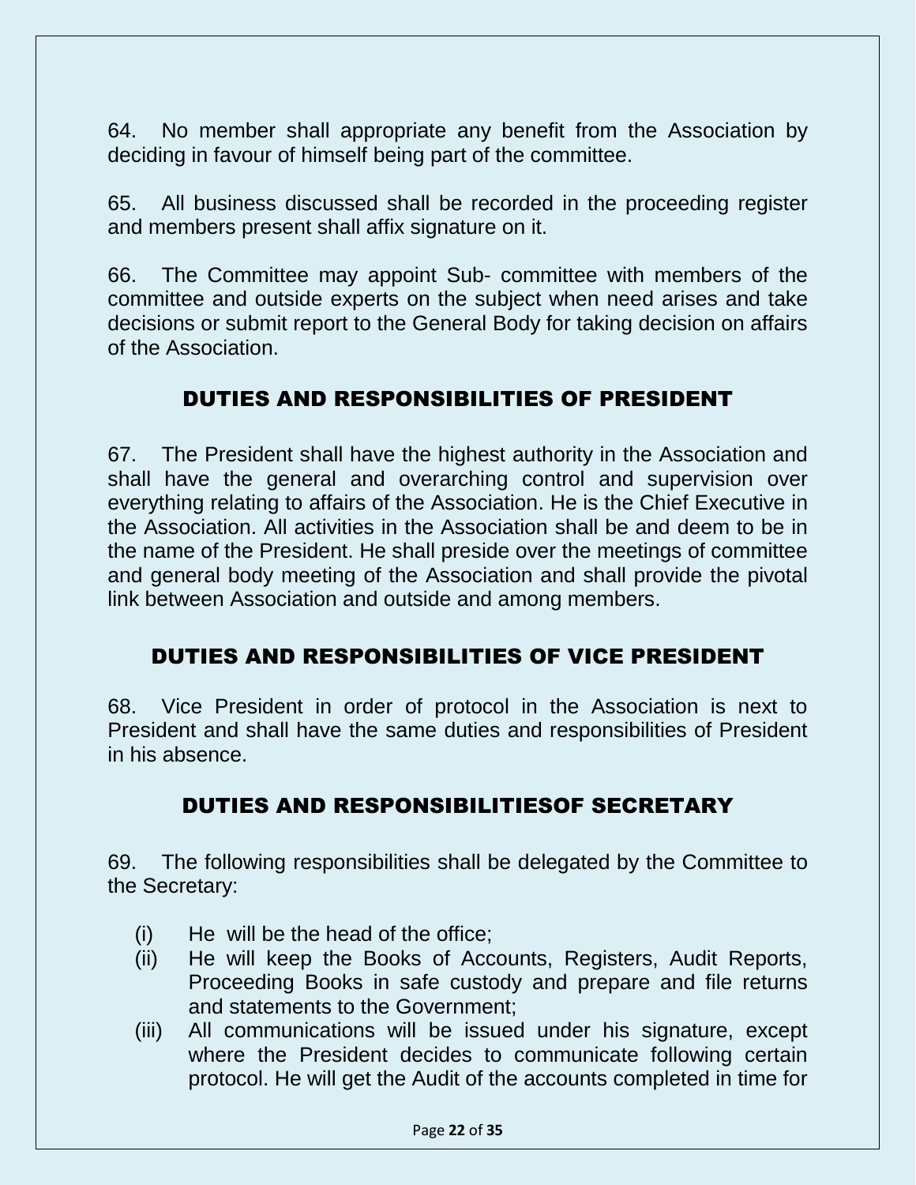64. No member shall appropriate any benefit from the Association by deciding in favour of himself being part of the committee.

65. All business discussed shall be recorded in the proceeding register and members present shall affix signature on it.

66. The Committee may appoint Sub- committee with members of the committee and outside experts on the subject when need arises and take decisions or submit report to the General Body for taking decision on affairs of the Association.

## DUTIES AND RESPONSIBILITIES OF PRESIDENT

67. The President shall have the highest authority in the Association and shall have the general and overarching control and supervision over everything relating to affairs of the Association. He is the Chief Executive in the Association. All activities in the Association shall be and deem to be in the name of the President. He shall preside over the meetings of committee and general body meeting of the Association and shall provide the pivotal link between Association and outside and among members.

## DUTIES AND RESPONSIBILITIES OF VICE PRESIDENT

68. Vice President in order of protocol in the Association is next to President and shall have the same duties and responsibilities of President in his absence.

## DUTIES AND RESPONSIBILITIESOF SECRETARY

69. The following responsibilities shall be delegated by the Committee to the Secretary:

(i) He will be the head of the office;
(ii) He will keep the Books of Accounts, Registers, Audit Reports, Proceeding Books in safe custody and prepare and file returns and statements to the Government;
(iii) All communications will be issued under his signature, except where the President decides to communicate following certain protocol. He will get the Audit of the accounts completed in time for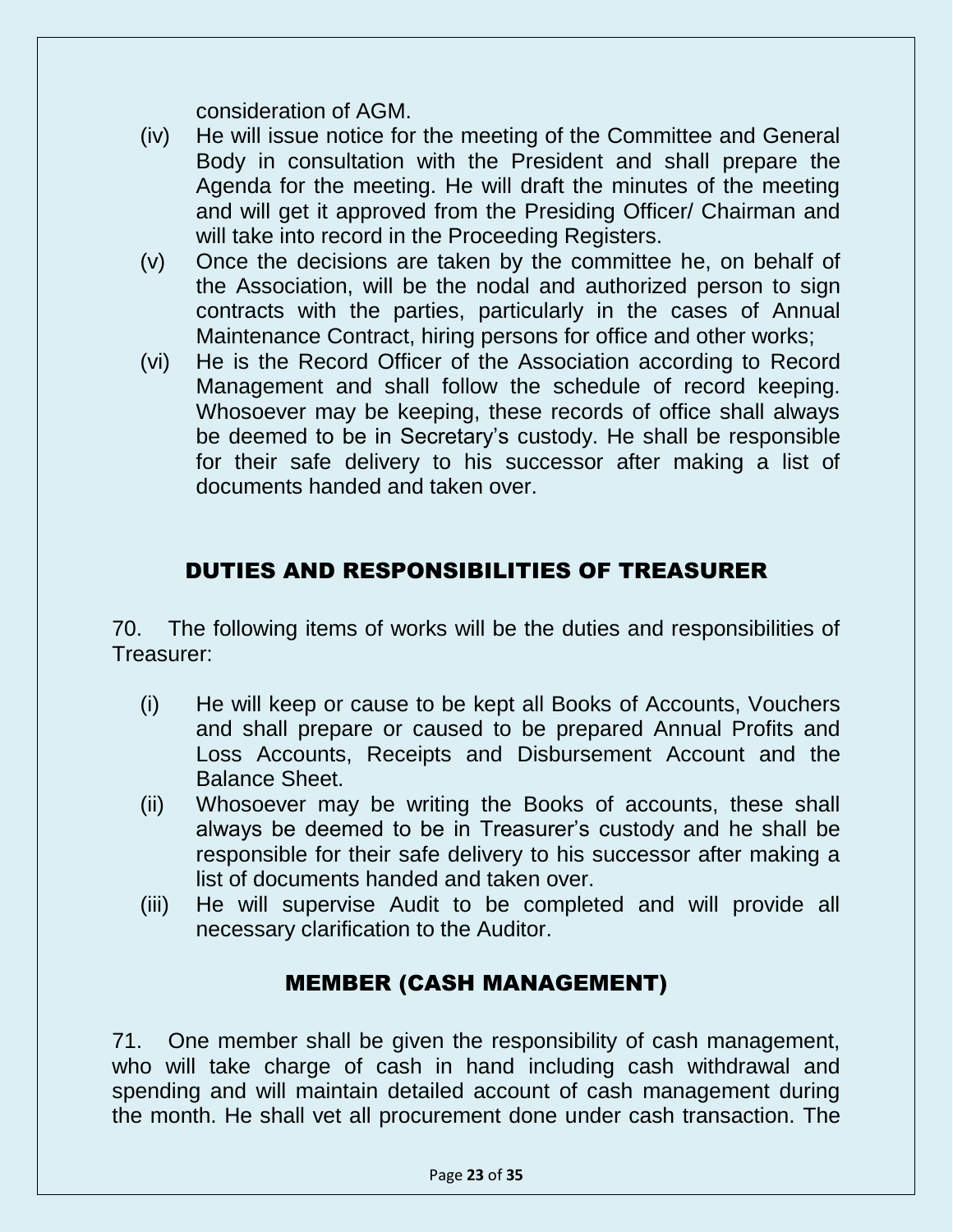consideration of AGM.

(iv) He will issue notice for the meeting of the Committee and General Body in consultation with the President and shall prepare the Agenda for the meeting. He will draft the minutes of the meeting and will get it approved from the Presiding Officer/ Chairman and will take into record in the Proceeding Registers.

(v) Once the decisions are taken by the committee he, on behalf of the Association, will be the nodal and authorized person to sign contracts with the parties, particularly in the cases of Annual Maintenance Contract, hiring persons for office and other works;

(vi) He is the Record Officer of the Association according to Record Management and shall follow the schedule of record keeping. Whosoever may be keeping, these records of office shall always be deemed to be in Secretary's custody. He shall be responsible for their safe delivery to his successor after making a list of documents handed and taken over.

## DUTIES AND RESPONSIBILITIES OF TREASURER

70. The following items of works will be the duties and responsibilities of Treasurer:

(i) He will keep or cause to be kept all Books of Accounts, Vouchers and shall prepare or caused to be prepared Annual Profits and Loss Accounts, Receipts and Disbursement Account and the Balance Sheet.

(ii) Whosoever may be writing the Books of accounts, these shall always be deemed to be in Treasurer's custody and he shall be responsible for their safe delivery to his successor after making a list of documents handed and taken over.

(iii) He will supervise Audit to be completed and will provide all necessary clarification to the Auditor.

## MEMBER (CASH MANAGEMENT)

71. One member shall be given the responsibility of cash management, who will take charge of cash in hand including cash withdrawal and spending and will maintain detailed account of cash management during the month. He shall vet all procurement done under cash transaction. The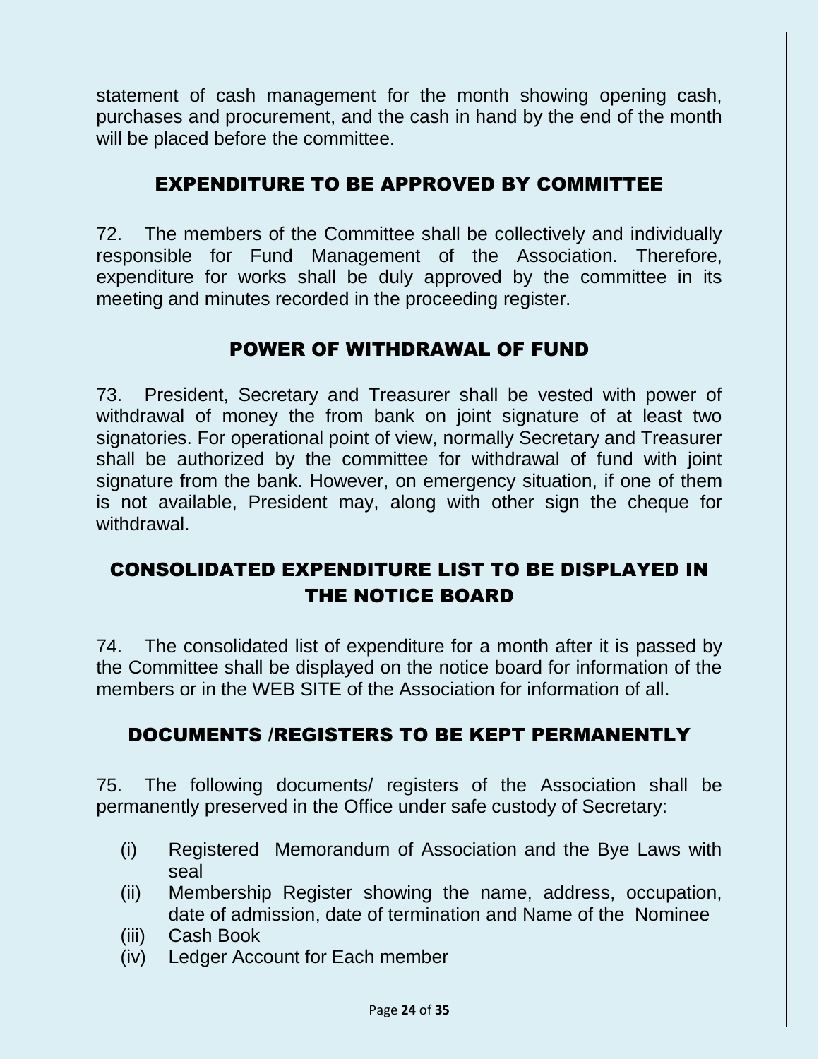statement of cash management for the month showing opening cash, purchases and procurement, and the cash in hand by the end of the month will be placed before the committee.

## EXPENDITURE TO BE APPROVED BY COMMITTEE

72. The members of the Committee shall be collectively and individually responsible for Fund Management of the Association. Therefore, expenditure for works shall be duly approved by the committee in its meeting and minutes recorded in the proceeding register.

## POWER OF WITHDRAWAL OF FUND

73. President, Secretary and Treasurer shall be vested with power of withdrawal of money the from bank on joint signature of at least two signatories. For operational point of view, normally Secretary and Treasurer shall be authorized by the committee for withdrawal of fund with joint signature from the bank. However, on emergency situation, if one of them is not available, President may, along with other sign the cheque for withdrawal.

## CONSOLIDATED EXPENDITURE LIST TO BE DISPLAYED IN THE NOTICE BOARD

74. The consolidated list of expenditure for a month after it is passed by the Committee shall be displayed on the notice board for information of the members or in the WEB SITE of the Association for information of all.

## DOCUMENTS /REGISTERS TO BE KEPT PERMANENTLY

75. The following documents/ registers of the Association shall be permanently preserved in the Office under safe custody of Secretary:

- (i) Registered Memorandum of Association and the Bye Laws with seal
- (ii) Membership Register showing the name, address, occupation, date of admission, date of termination and Name of the Nominee
- (iii) Cash Book
- (iv) Ledger Account for Each member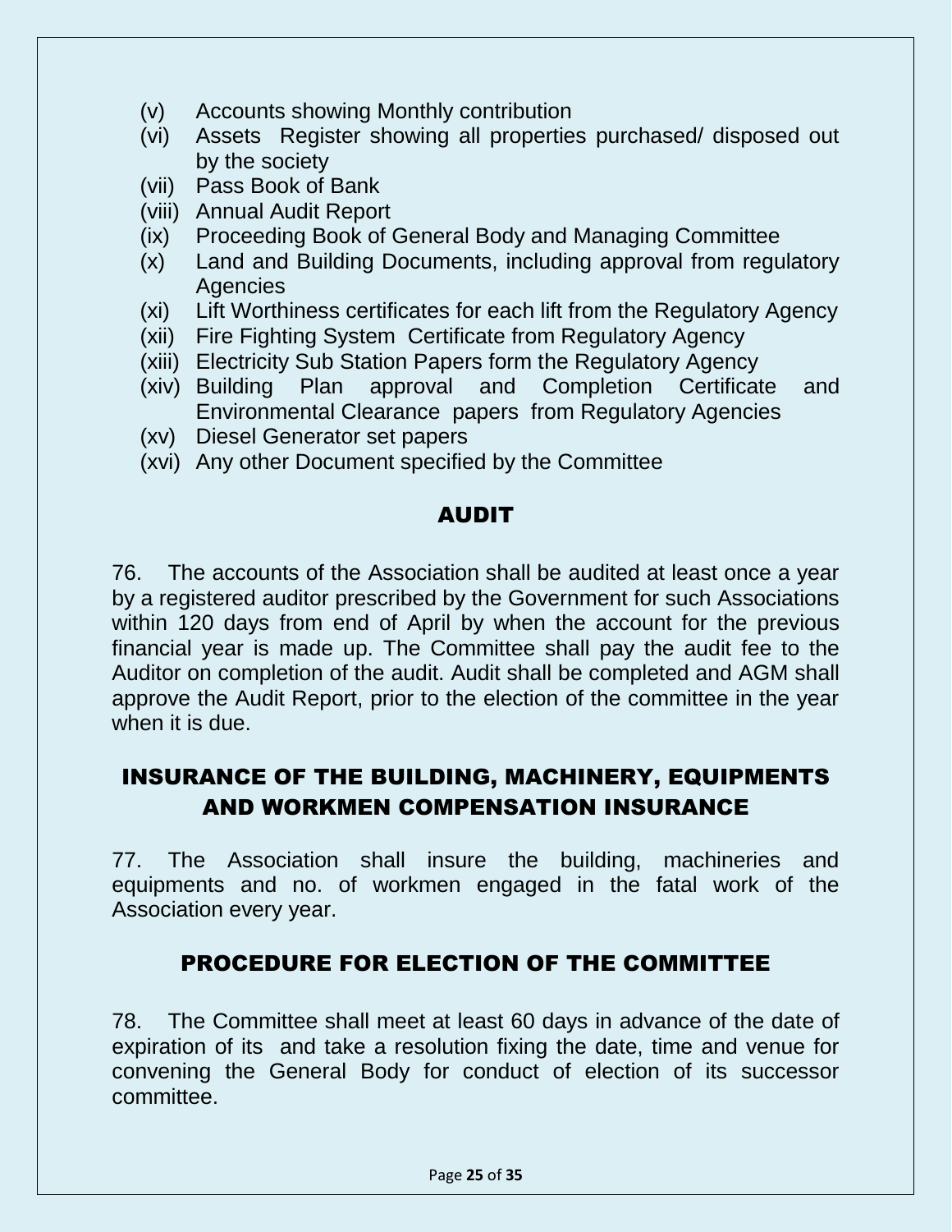(v) Accounts showing Monthly contribution
(vi) Assets Register showing all properties purchased/ disposed out by the society
(vii) Pass Book of Bank
(viii) Annual Audit Report
(ix) Proceeding Book of General Body and Managing Committee
(x) Land and Building Documents, including approval from regulatory Agencies
(xi) Lift Worthiness certificates for each lift from the Regulatory Agency
(xii) Fire Fighting System Certificate from Regulatory Agency
(xiii) Electricity Sub Station Papers form the Regulatory Agency
(xiv) Building Plan approval and Completion Certificate and Environmental Clearance papers from Regulatory Agencies
(xv) Diesel Generator set papers
(xvi) Any other Document specified by the Committee

## AUDIT

76. The accounts of the Association shall be audited at least once a year by a registered auditor prescribed by the Government for such Associations within 120 days from end of April by when the account for the previous financial year is made up. The Committee shall pay the audit fee to the Auditor on completion of the audit. Audit shall be completed and AGM shall approve the Audit Report, prior to the election of the committee in the year when it is due.

## INSURANCE OF THE BUILDING, MACHINERY, EQUIPMENTS AND WORKMEN COMPENSATION INSURANCE

77. The Association shall insure the building, machineries and equipments and no. of workmen engaged in the fatal work of the Association every year.

## PROCEDURE FOR ELECTION OF THE COMMITTEE

78. The Committee shall meet at least 60 days in advance of the date of expiration of its and take a resolution fixing the date, time and venue for convening the General Body for conduct of election of its successor committee.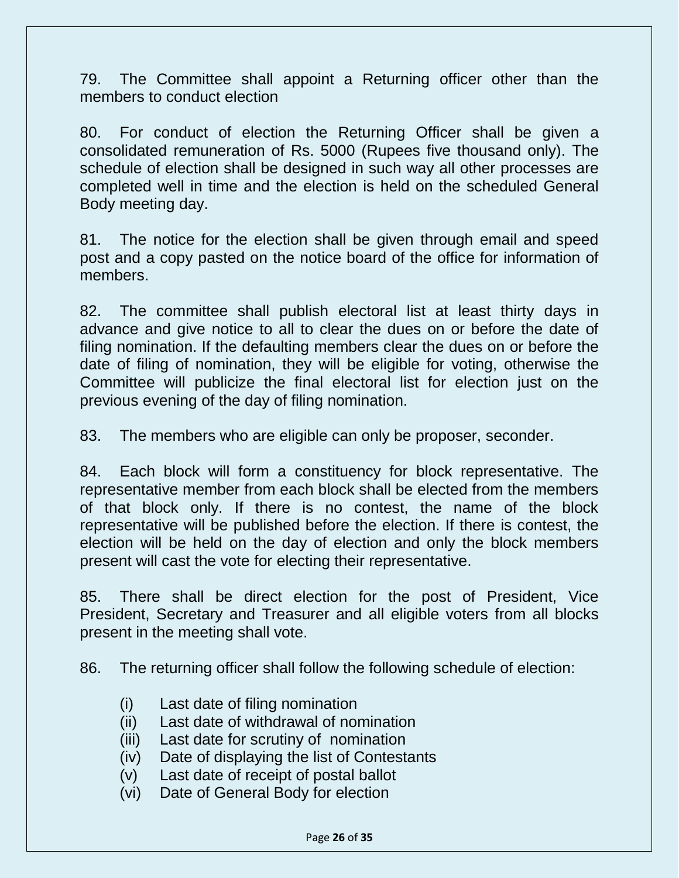79. The Committee shall appoint a Returning officer other than the members to conduct election

80. For conduct of election the Returning Officer shall be given a consolidated remuneration of Rs. 5000 (Rupees five thousand only). The schedule of election shall be designed in such way all other processes are completed well in time and the election is held on the scheduled General Body meeting day.

81. The notice for the election shall be given through email and speed post and a copy pasted on the notice board of the office for information of members.

82. The committee shall publish electoral list at least thirty days in advance and give notice to all to clear the dues on or before the date of filing nomination. If the defaulting members clear the dues on or before the date of filing of nomination, they will be eligible for voting, otherwise the Committee will publicize the final electoral list for election just on the previous evening of the day of filing nomination.

83. The members who are eligible can only be proposer, seconder.

84. Each block will form a constituency for block representative. The representative member from each block shall be elected from the members of that block only. If there is no contest, the name of the block representative will be published before the election. If there is contest, the election will be held on the day of election and only the block members present will cast the vote for electing their representative.

85. There shall be direct election for the post of President, Vice President, Secretary and Treasurer and all eligible voters from all blocks present in the meeting shall vote.

86. The returning officer shall follow the following schedule of election:

- (i) Last date of filing nomination
- (ii) Last date of withdrawal of nomination
- (iii) Last date for scrutiny of nomination
- (iv) Date of displaying the list of Contestants
- (v) Last date of receipt of postal ballot
- (vi) Date of General Body for election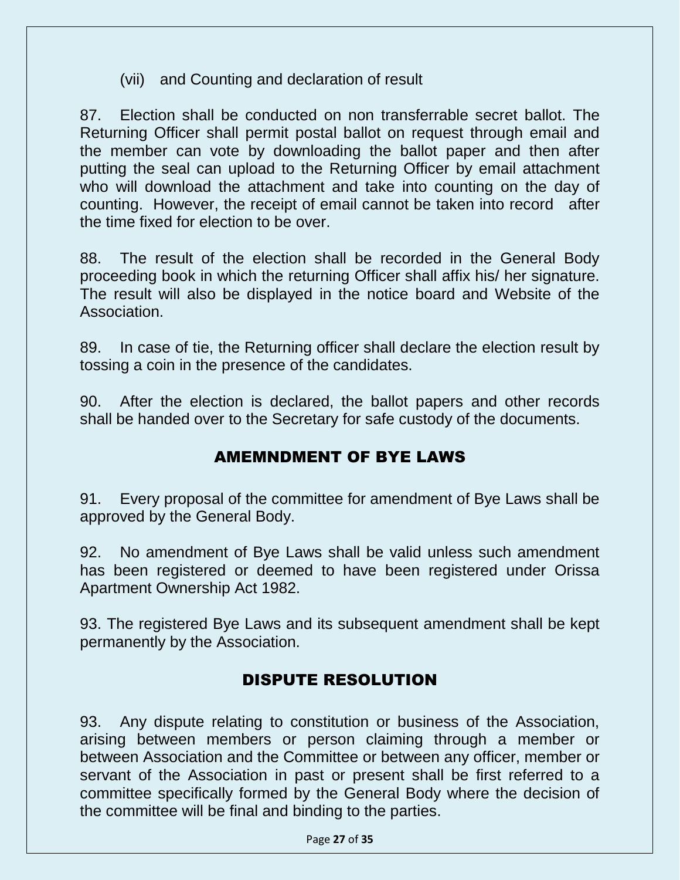(vii) and Counting and declaration of result

87. Election shall be conducted on non transferrable secret ballot. The Returning Officer shall permit postal ballot on request through email and the member can vote by downloading the ballot paper and then after putting the seal can upload to the Returning Officer by email attachment who will download the attachment and take into counting on the day of counting. However, the receipt of email cannot be taken into record after the time fixed for election to be over.

88. The result of the election shall be recorded in the General Body proceeding book in which the returning Officer shall affix his/ her signature. The result will also be displayed in the notice board and Website of the Association.

89. In case of tie, the Returning officer shall declare the election result by tossing a coin in the presence of the candidates.

90. After the election is declared, the ballot papers and other records shall be handed over to the Secretary for safe custody of the documents.

## AMEMNDMENT OF BYE LAWS

91. Every proposal of the committee for amendment of Bye Laws shall be approved by the General Body.

92. No amendment of Bye Laws shall be valid unless such amendment has been registered or deemed to have been registered under Orissa Apartment Ownership Act 1982.

93. The registered Bye Laws and its subsequent amendment shall be kept permanently by the Association.

## DISPUTE RESOLUTION

93. Any dispute relating to constitution or business of the Association, arising between members or person claiming through a member or between Association and the Committee or between any officer, member or servant of the Association in past or present shall be first referred to a committee specifically formed by the General Body where the decision of the committee will be final and binding to the parties.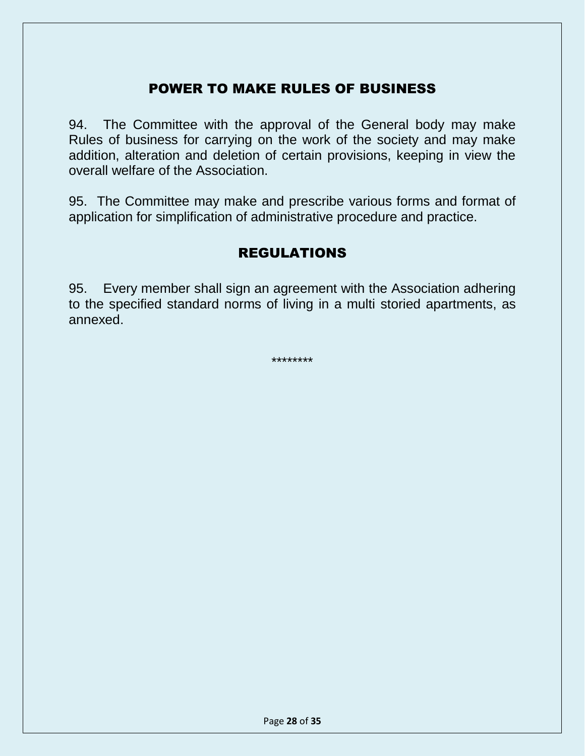## POWER TO MAKE RULES OF BUSINESS

94. The Committee with the approval of the General body may make Rules of business for carrying on the work of the society and may make addition, alteration and deletion of certain provisions, keeping in view the overall welfare of the Association.

95. The Committee may make and prescribe various forms and format of application for simplification of administrative procedure and practice.

## REGULATIONS

95. Every member shall sign an agreement with the Association adhering to the specified standard norms of living in a multi storied apartments, as annexed.

********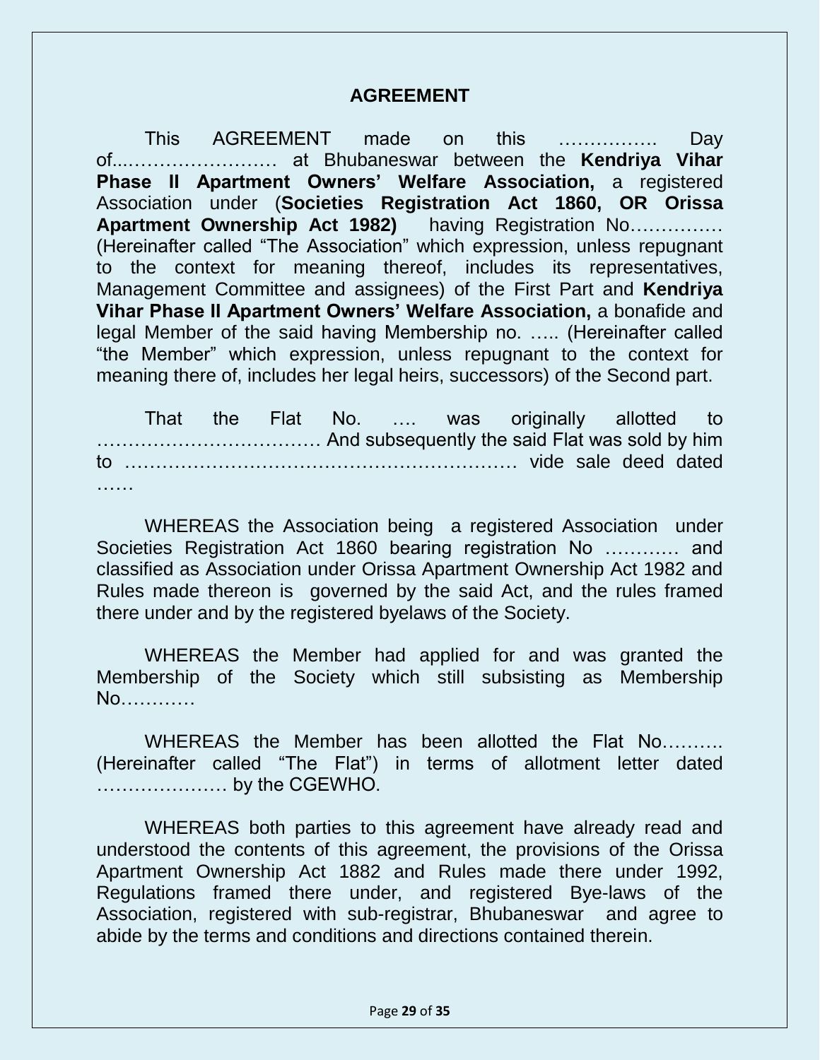# AGREEMENT

This AGREEMENT made on this ……………. Day of...…………………… at Bhubaneswar between the **Kendriya Vihar Phase II Apartment Owners' Welfare Association,** a registered Association under (**Societies Registration Act 1860, OR Orissa Apartment Ownership Act 1982)** having Registration No…………… (Hereinafter called "The Association" which expression, unless repugnant to the context for meaning thereof, includes its representatives, Management Committee and assignees) of the First Part and **Kendriya Vihar Phase II Apartment Owners' Welfare Association,** a bonafide and legal Member of the said having Membership no. ….. (Hereinafter called "the Member" which expression, unless repugnant to the context for meaning there of, includes her legal heirs, successors) of the Second part.

That the Flat No. …. was originally allotted to ……………………………… And subsequently the said Flat was sold by him to …………………………………………………… vide sale deed dated ……

WHEREAS the Association being a registered Association under Societies Registration Act 1860 bearing registration No ………… and classified as Association under Orissa Apartment Ownership Act 1982 and Rules made thereon is governed by the said Act, and the rules framed there under and by the registered byelaws of the Society.

WHEREAS the Member had applied for and was granted the Membership of the Society which still subsisting as Membership No…………

WHEREAS the Member has been allotted the Flat No………. (Hereinafter called "The Flat") in terms of allotment letter dated ………………… by the CGEWHO.

WHEREAS both parties to this agreement have already read and understood the contents of this agreement, the provisions of the Orissa Apartment Ownership Act 1882 and Rules made there under 1992, Regulations framed there under, and registered Bye-laws of the Association, registered with sub-registrar, Bhubaneswar and agree to abide by the terms and conditions and directions contained therein.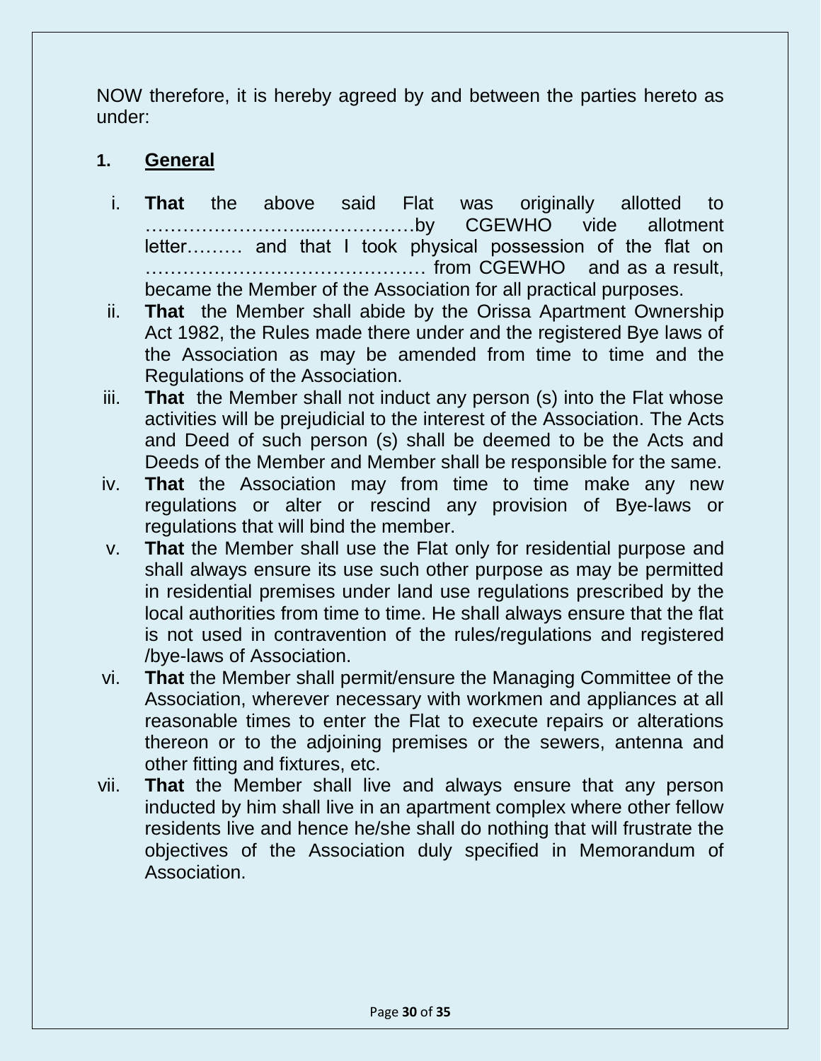NOW therefore, it is hereby agreed by and between the parties hereto as under:

## 1. General

i. **That** the above said Flat was originally allotted to ……………………....……………by CGEWHO vide allotment letter……… and that I took physical possession of the flat on ……………………………………… from CGEWHO and as a result, became the Member of the Association for all practical purposes.

ii. **That** the Member shall abide by the Orissa Apartment Ownership Act 1982, the Rules made there under and the registered Bye laws of the Association as may be amended from time to time and the Regulations of the Association.

iii. **That** the Member shall not induct any person (s) into the Flat whose activities will be prejudicial to the interest of the Association. The Acts and Deed of such person (s) shall be deemed to be the Acts and Deeds of the Member and Member shall be responsible for the same.

iv. **That** the Association may from time to time make any new regulations or alter or rescind any provision of Bye-laws or regulations that will bind the member.

v. **That** the Member shall use the Flat only for residential purpose and shall always ensure its use such other purpose as may be permitted in residential premises under land use regulations prescribed by the local authorities from time to time. He shall always ensure that the flat is not used in contravention of the rules/regulations and registered /bye-laws of Association.

vi. **That** the Member shall permit/ensure the Managing Committee of the Association, wherever necessary with workmen and appliances at all reasonable times to enter the Flat to execute repairs or alterations thereon or to the adjoining premises or the sewers, antenna and other fitting and fixtures, etc.

vii. **That** the Member shall live and always ensure that any person inducted by him shall live in an apartment complex where other fellow residents live and hence he/she shall do nothing that will frustrate the objectives of the Association duly specified in Memorandum of Association.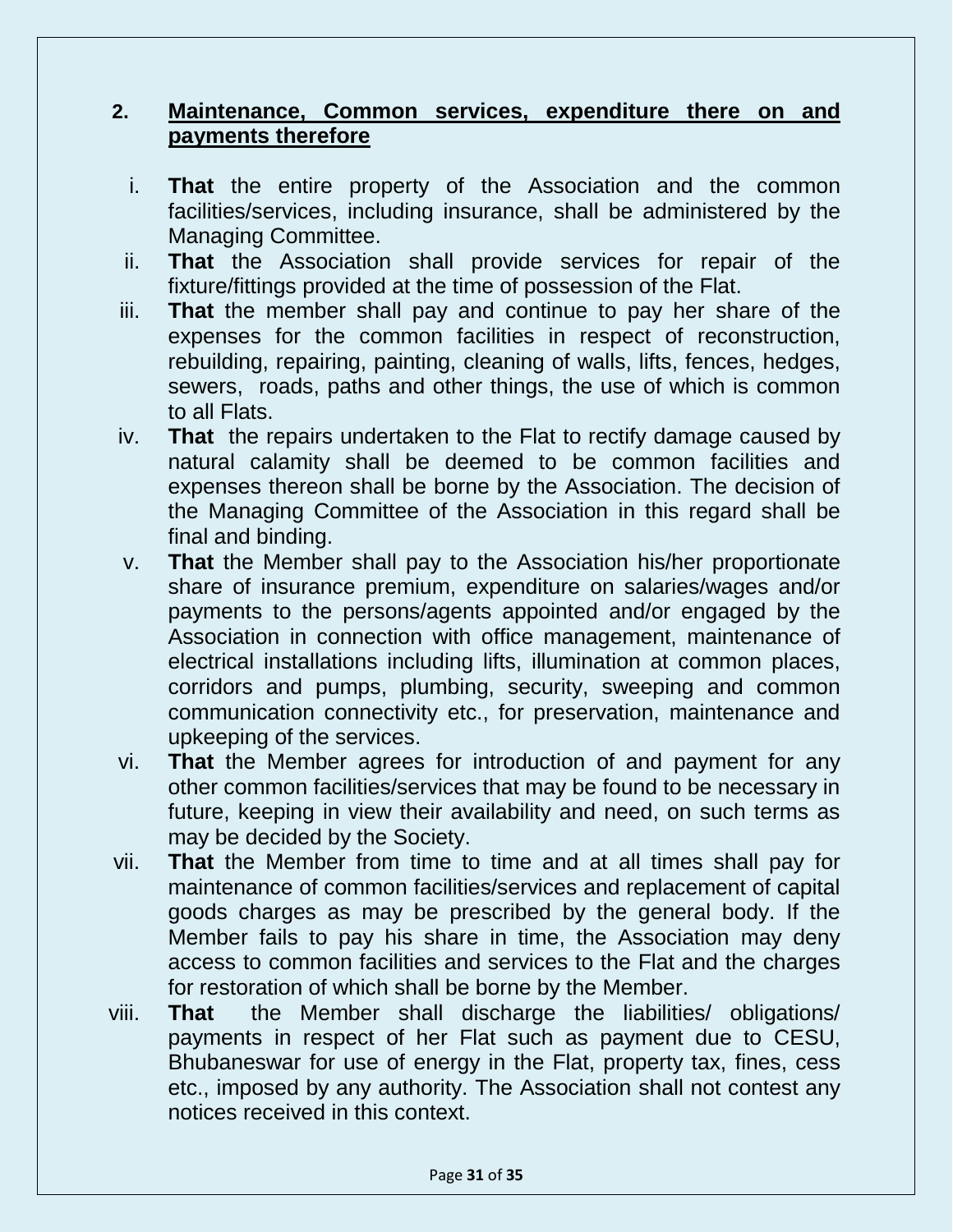## 2. <u>Maintenance, Common services, expenditure there on and payments therefore</u>

i. **That** the entire property of the Association and the common facilities/services, including insurance, shall be administered by the Managing Committee.

ii. **That** the Association shall provide services for repair of the fixture/fittings provided at the time of possession of the Flat.

iii. **That** the member shall pay and continue to pay her share of the expenses for the common facilities in respect of reconstruction, rebuilding, repairing, painting, cleaning of walls, lifts, fences, hedges, sewers, roads, paths and other things, the use of which is common to all Flats.

iv. **That** the repairs undertaken to the Flat to rectify damage caused by natural calamity shall be deemed to be common facilities and expenses thereon shall be borne by the Association. The decision of the Managing Committee of the Association in this regard shall be final and binding.

v. **That** the Member shall pay to the Association his/her proportionate share of insurance premium, expenditure on salaries/wages and/or payments to the persons/agents appointed and/or engaged by the Association in connection with office management, maintenance of electrical installations including lifts, illumination at common places, corridors and pumps, plumbing, security, sweeping and common communication connectivity etc., for preservation, maintenance and upkeeping of the services.

vi. **That** the Member agrees for introduction of and payment for any other common facilities/services that may be found to be necessary in future, keeping in view their availability and need, on such terms as may be decided by the Society.

vii. **That** the Member from time to time and at all times shall pay for maintenance of common facilities/services and replacement of capital goods charges as may be prescribed by the general body. If the Member fails to pay his share in time, the Association may deny access to common facilities and services to the Flat and the charges for restoration of which shall be borne by the Member.

viii. **That** the Member shall discharge the liabilities/ obligations/ payments in respect of her Flat such as payment due to CESU, Bhubaneswar for use of energy in the Flat, property tax, fines, cess etc., imposed by any authority. The Association shall not contest any notices received in this context.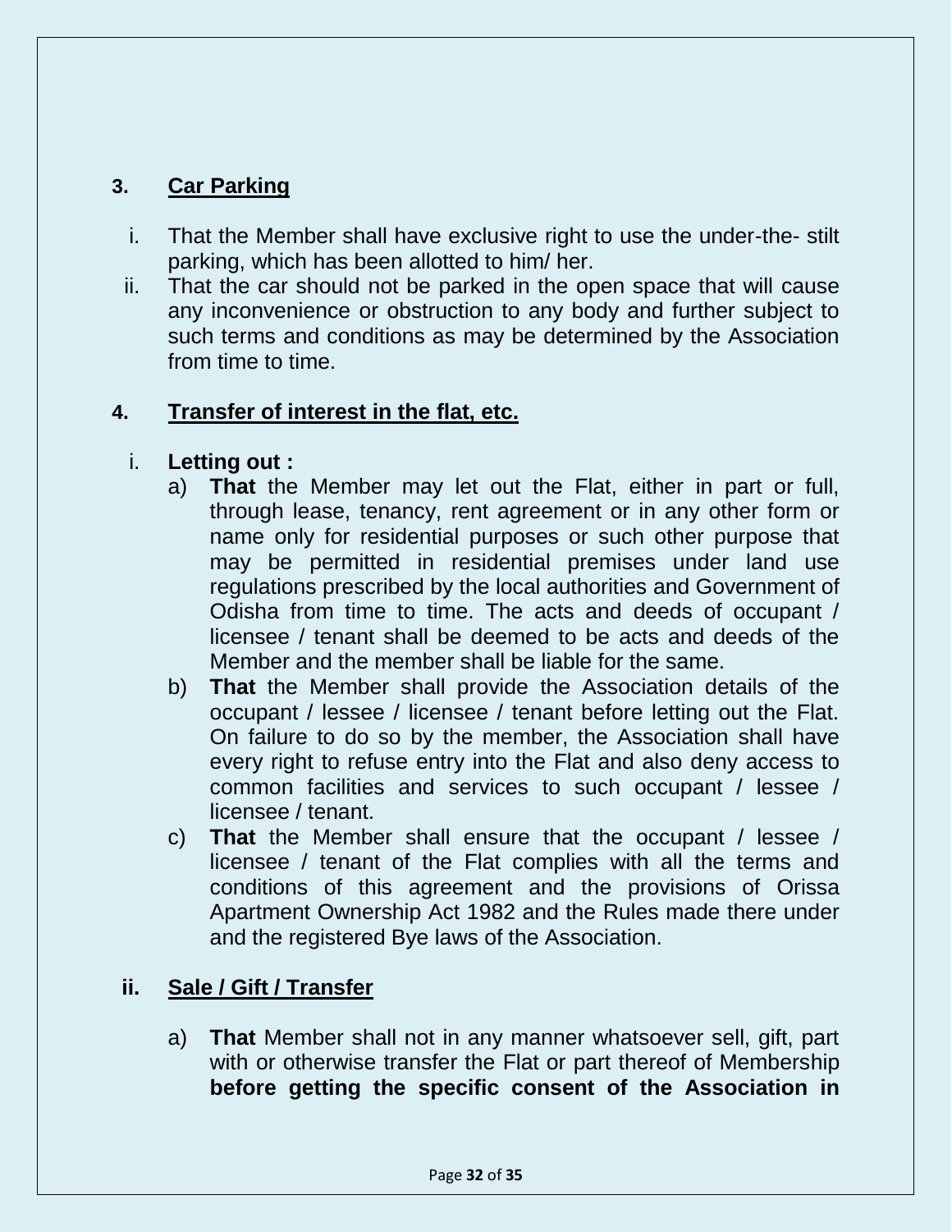## 3. Car Parking

i. That the Member shall have exclusive right to use the under-the- stilt parking, which has been allotted to him/ her.

ii. That the car should not be parked in the open space that will cause any inconvenience or obstruction to any body and further subject to such terms and conditions as may be determined by the Association from time to time.

## 4. Transfer of interest in the flat, etc.

i. **Letting out :**

a) **That** the Member may let out the Flat, either in part or full, through lease, tenancy, rent agreement or in any other form or name only for residential purposes or such other purpose that may be permitted in residential premises under land use regulations prescribed by the local authorities and Government of Odisha from time to time. The acts and deeds of occupant / licensee / tenant shall be deemed to be acts and deeds of the Member and the member shall be liable for the same.

b) **That** the Member shall provide the Association details of the occupant / lessee / licensee / tenant before letting out the Flat. On failure to do so by the member, the Association shall have every right to refuse entry into the Flat and also deny access to common facilities and services to such occupant / lessee / licensee / tenant.

c) **That** the Member shall ensure that the occupant / lessee / licensee / tenant of the Flat complies with all the terms and conditions of this agreement and the provisions of Orissa Apartment Ownership Act 1982 and the Rules made there under and the registered Bye laws of the Association.

### ii. Sale / Gift / Transfer

a) **That** Member shall not in any manner whatsoever sell, gift, part with or otherwise transfer the Flat or part thereof of Membership **before getting the specific consent of the Association in**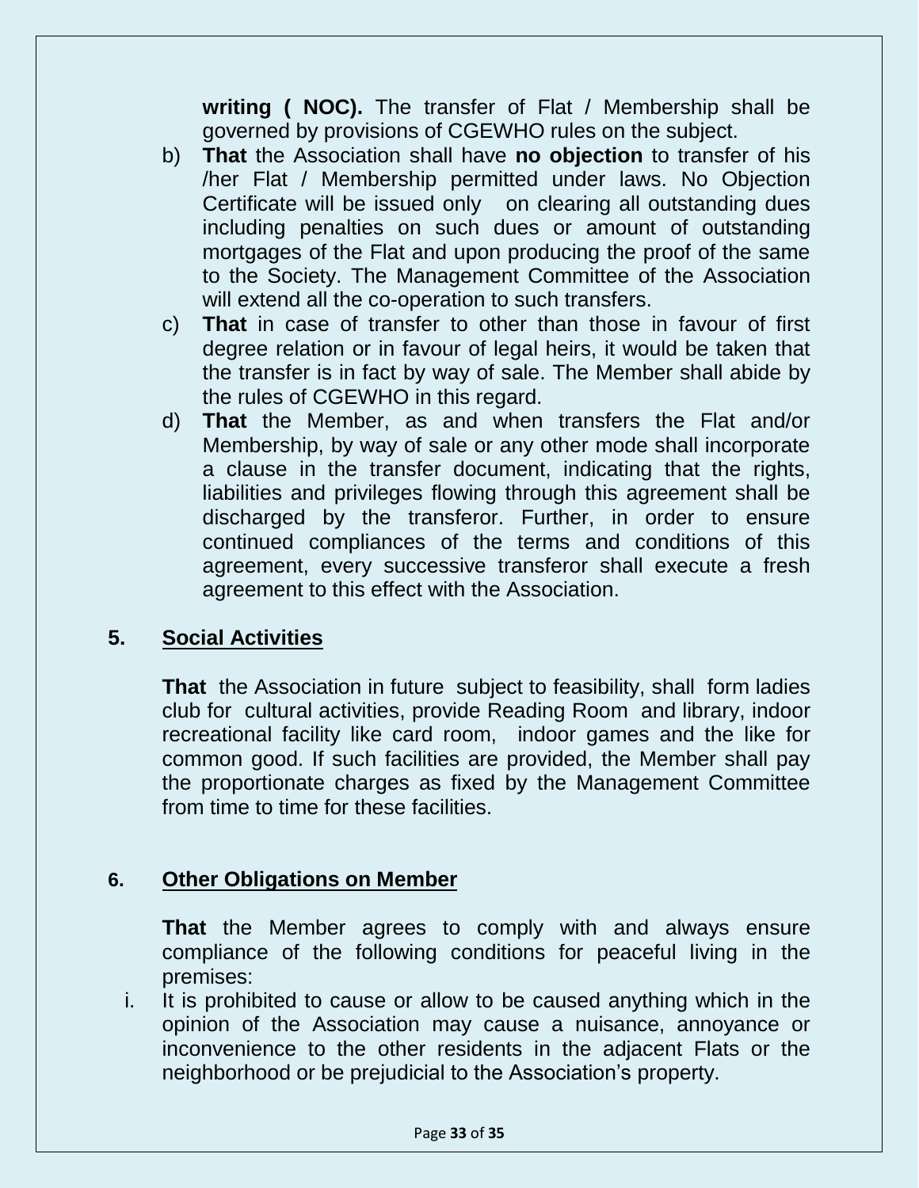**writing ( NOC).** The transfer of Flat / Membership shall be governed by provisions of CGEWHO rules on the subject.

b) **That** the Association shall have **no objection** to transfer of his /her Flat / Membership permitted under laws. No Objection Certificate will be issued only on clearing all outstanding dues including penalties on such dues or amount of outstanding mortgages of the Flat and upon producing the proof of the same to the Society. The Management Committee of the Association will extend all the co-operation to such transfers.

c) **That** in case of transfer to other than those in favour of first degree relation or in favour of legal heirs, it would be taken that the transfer is in fact by way of sale. The Member shall abide by the rules of CGEWHO in this regard.

d) **That** the Member, as and when transfers the Flat and/or Membership, by way of sale or any other mode shall incorporate a clause in the transfer document, indicating that the rights, liabilities and privileges flowing through this agreement shall be discharged by the transferor. Further, in order to ensure continued compliances of the terms and conditions of this agreement, every successive transferor shall execute a fresh agreement to this effect with the Association.

## 5. <u>Social Activities</u>

**That** the Association in future subject to feasibility, shall form ladies club for cultural activities, provide Reading Room and library, indoor recreational facility like card room, indoor games and the like for common good. If such facilities are provided, the Member shall pay the proportionate charges as fixed by the Management Committee from time to time for these facilities.

## 6. <u>Other Obligations on Member</u>

**That** the Member agrees to comply with and always ensure compliance of the following conditions for peaceful living in the premises:

i. It is prohibited to cause or allow to be caused anything which in the opinion of the Association may cause a nuisance, annoyance or inconvenience to the other residents in the adjacent Flats or the neighborhood or be prejudicial to the Association's property.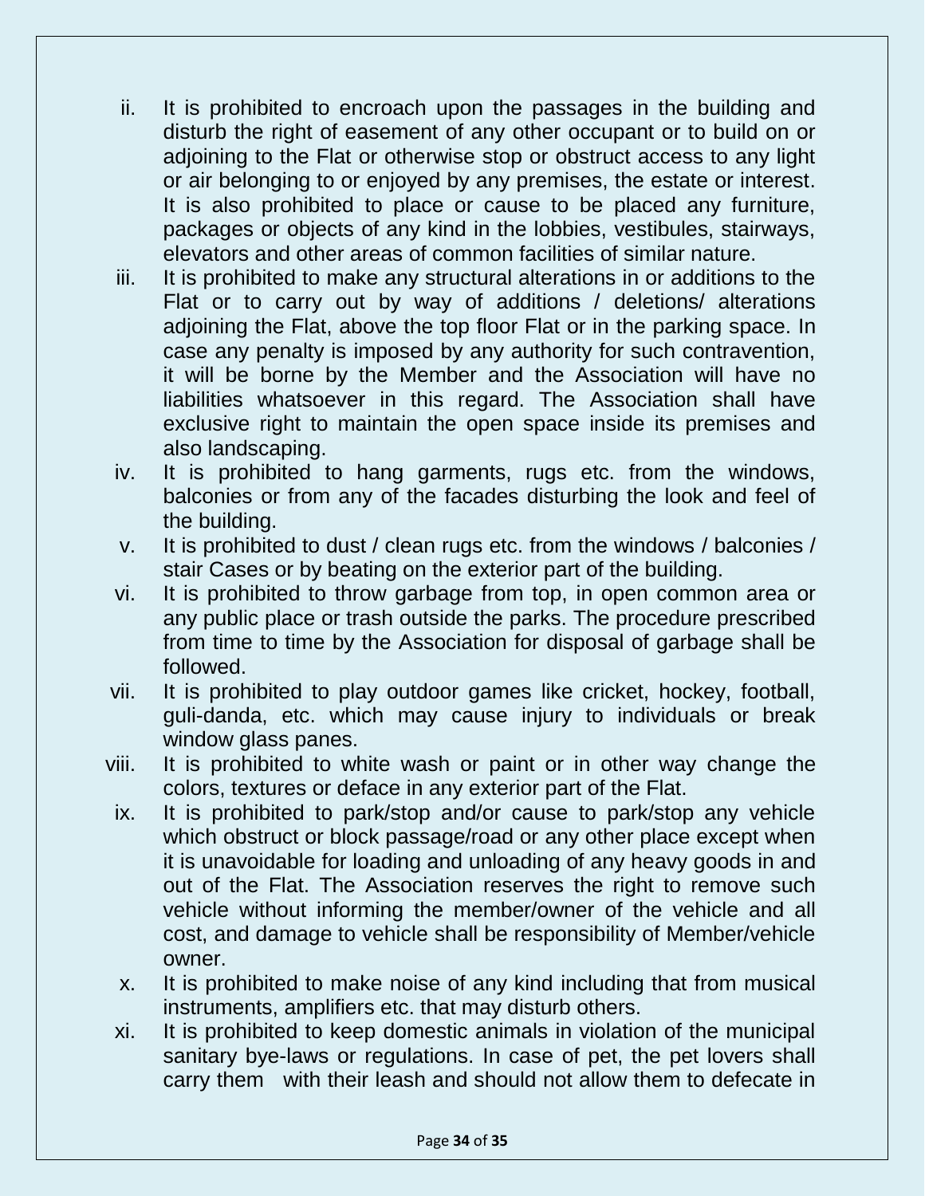ii. It is prohibited to encroach upon the passages in the building and disturb the right of easement of any other occupant or to build on or adjoining to the Flat or otherwise stop or obstruct access to any light or air belonging to or enjoyed by any premises, the estate or interest. It is also prohibited to place or cause to be placed any furniture, packages or objects of any kind in the lobbies, vestibules, stairways, elevators and other areas of common facilities of similar nature.

iii. It is prohibited to make any structural alterations in or additions to the Flat or to carry out by way of additions / deletions/ alterations adjoining the Flat, above the top floor Flat or in the parking space. In case any penalty is imposed by any authority for such contravention, it will be borne by the Member and the Association will have no liabilities whatsoever in this regard. The Association shall have exclusive right to maintain the open space inside its premises and also landscaping.

iv. It is prohibited to hang garments, rugs etc. from the windows, balconies or from any of the facades disturbing the look and feel of the building.

v. It is prohibited to dust / clean rugs etc. from the windows / balconies / stair Cases or by beating on the exterior part of the building.

vi. It is prohibited to throw garbage from top, in open common area or any public place or trash outside the parks. The procedure prescribed from time to time by the Association for disposal of garbage shall be followed.

vii. It is prohibited to play outdoor games like cricket, hockey, football, guli-danda, etc. which may cause injury to individuals or break window glass panes.

viii. It is prohibited to white wash or paint or in other way change the colors, textures or deface in any exterior part of the Flat.

ix. It is prohibited to park/stop and/or cause to park/stop any vehicle which obstruct or block passage/road or any other place except when it is unavoidable for loading and unloading of any heavy goods in and out of the Flat. The Association reserves the right to remove such vehicle without informing the member/owner of the vehicle and all cost, and damage to vehicle shall be responsibility of Member/vehicle owner.

x. It is prohibited to make noise of any kind including that from musical instruments, amplifiers etc. that may disturb others.

xi. It is prohibited to keep domestic animals in violation of the municipal sanitary bye-laws or regulations. In case of pet, the pet lovers shall carry them with their leash and should not allow them to defecate in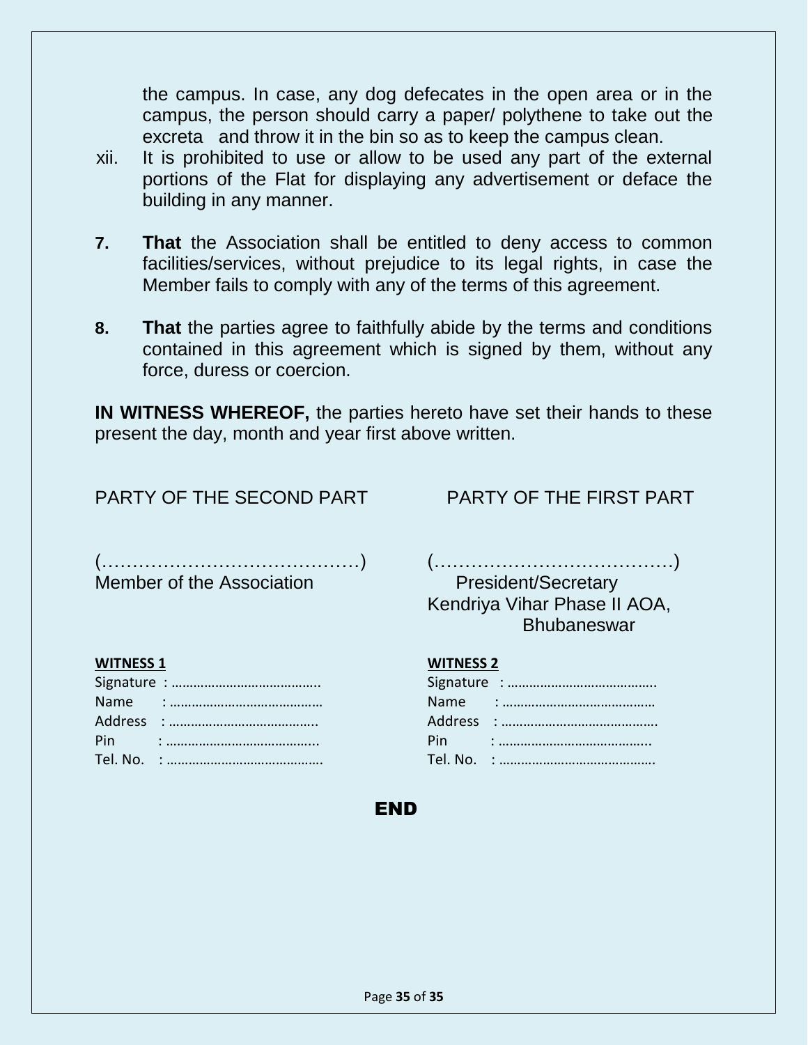the campus. In case, any dog defecates in the open area or in the campus, the person should carry a paper/ polythene to take out the excreta and throw it in the bin so as to keep the campus clean.

xii. It is prohibited to use or allow to be used any part of the external portions of the Flat for displaying any advertisement or deface the building in any manner.

**7.** **That** the Association shall be entitled to deny access to common facilities/services, without prejudice to its legal rights, in case the Member fails to comply with any of the terms of this agreement.

**8.** **That** the parties agree to faithfully abide by the terms and conditions contained in this agreement which is signed by them, without any force, duress or coercion.

**IN WITNESS WHEREOF,** the parties hereto have set their hands to these present the day, month and year first above written.

PARTY OF THE SECOND PART

(……………………………………)
Member of the Association

PARTY OF THE FIRST PART

(…………………………………)
President/Secretary
Kendriya Vihar Phase II AOA,
Bhubaneswar

**WITNESS 1**

Signature : …………………………………..
Name : ……………………………………
Address : …………………………………..
Pin : ……………………………………..
Tel. No. : …………………………………….

**WITNESS 2**

Signature : …………………………………..
Name : ……………………………………
Address : …………………………………….
Pin : ……………………………………..
Tel. No. : …………………………………….

**END**